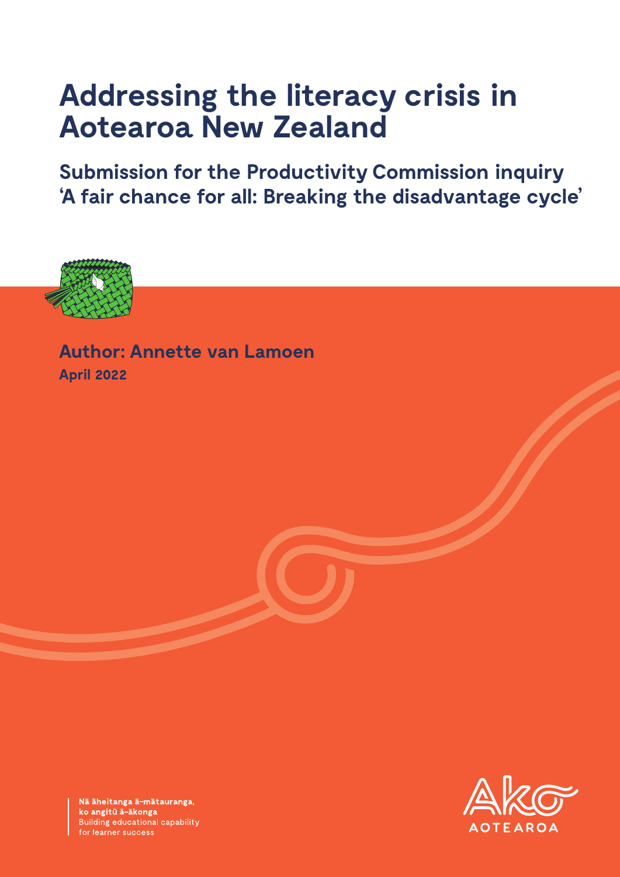# Addressing the literacy crisis in Aotearoa New Zealand

## Submission for the Productivity Commission inquiry 'A fair chance for all: Breaking the disadvantage cycle'

**Author: Annette van Lamoen**

**April 2022**

**Nā āheitanga ā-mātauranga, ko angitū ā-ākonga**
Building educational capability for learner success

AKO AOTEAROA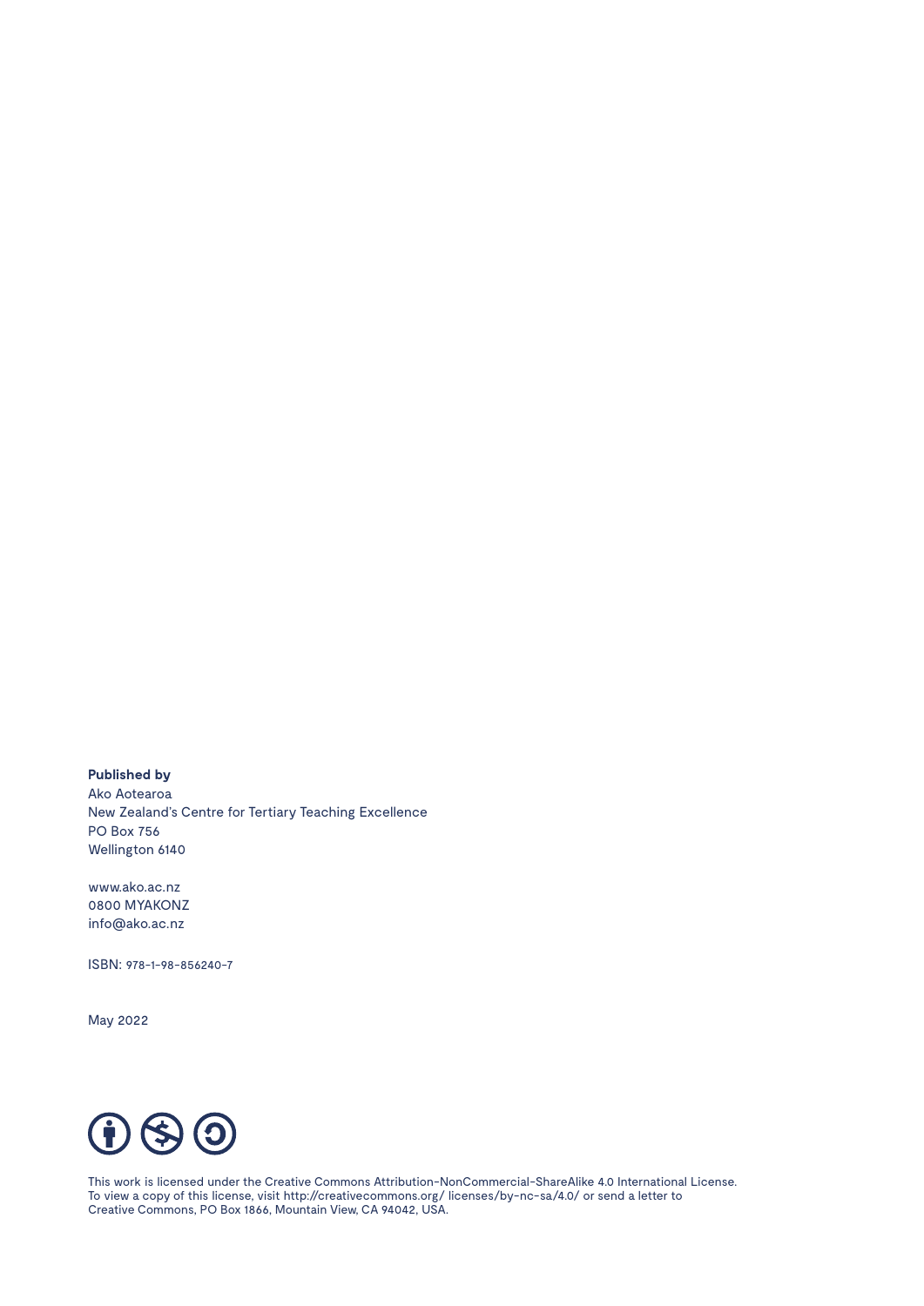**Published by**
Ako Aotearoa
New Zealand's Centre for Tertiary Teaching Excellence
PO Box 756
Wellington 6140

www.ako.ac.nz
0800 MYAKONZ
info@ako.ac.nz

ISBN: 978-1-98-856240-7

May 2022

This work is licensed under the Creative Commons Attribution-NonCommercial-ShareAlike 4.0 International License.
To view a copy of this license, visit http://creativecommons.org/ licenses/by-nc-sa/4.0/ or send a letter to
Creative Commons, PO Box 1866, Mountain View, CA 94042, USA.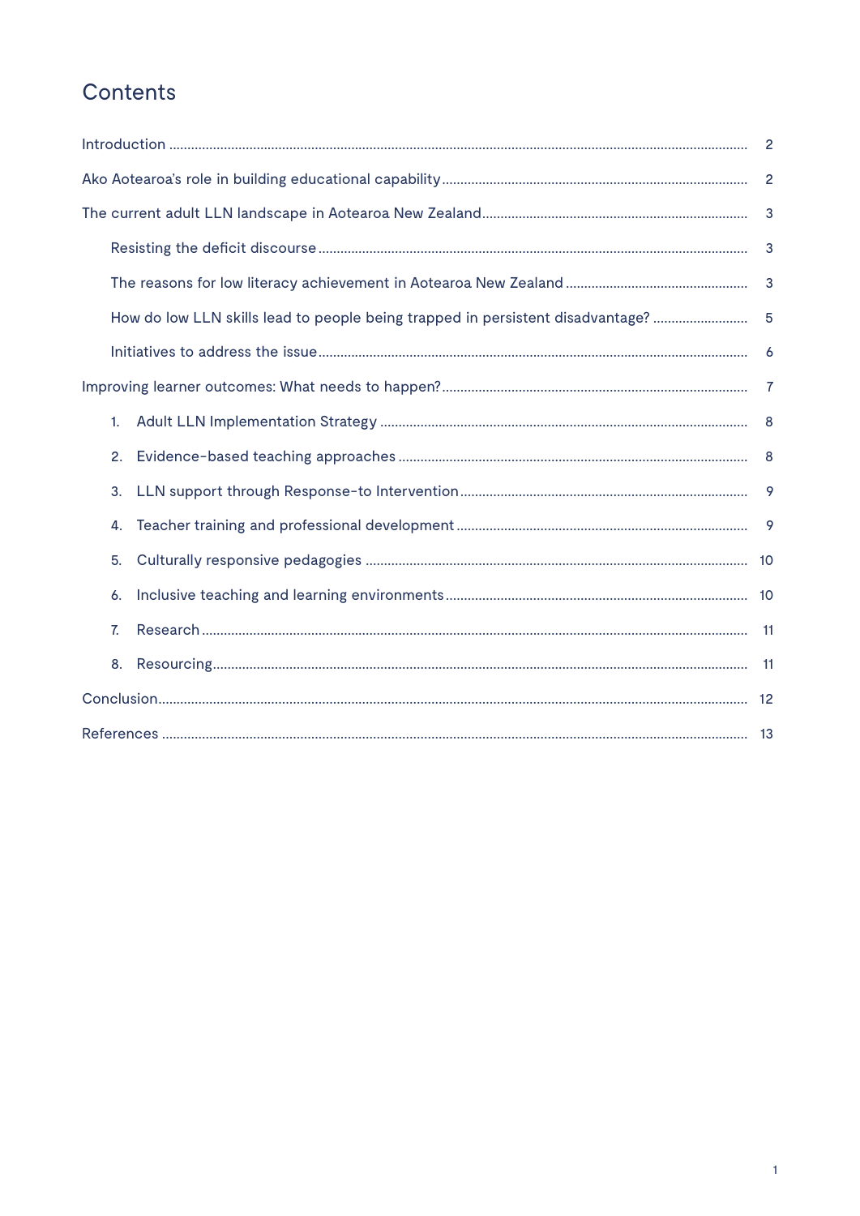# Contents

- Introduction ... 2
- Ako Aotearoa's role in building educational capability ... 2
- The current adult LLN landscape in Aotearoa New Zealand ... 3
  - Resisting the deficit discourse ... 3
  - The reasons for low literacy achievement in Aotearoa New Zealand ... 3
  - How do low LLN skills lead to people being trapped in persistent disadvantage? ... 5
  - Initiatives to address the issue ... 6
- Improving learner outcomes: What needs to happen? ... 7
  1. Adult LLN Implementation Strategy ... 8
  2. Evidence-based teaching approaches ... 8
  3. LLN support through Response-to Intervention ... 9
  4. Teacher training and professional development ... 9
  5. Culturally responsive pedagogies ... 10
  6. Inclusive teaching and learning environments ... 10
  7. Research ... 11
  8. Resourcing ... 11
- Conclusion ... 12
- References ... 13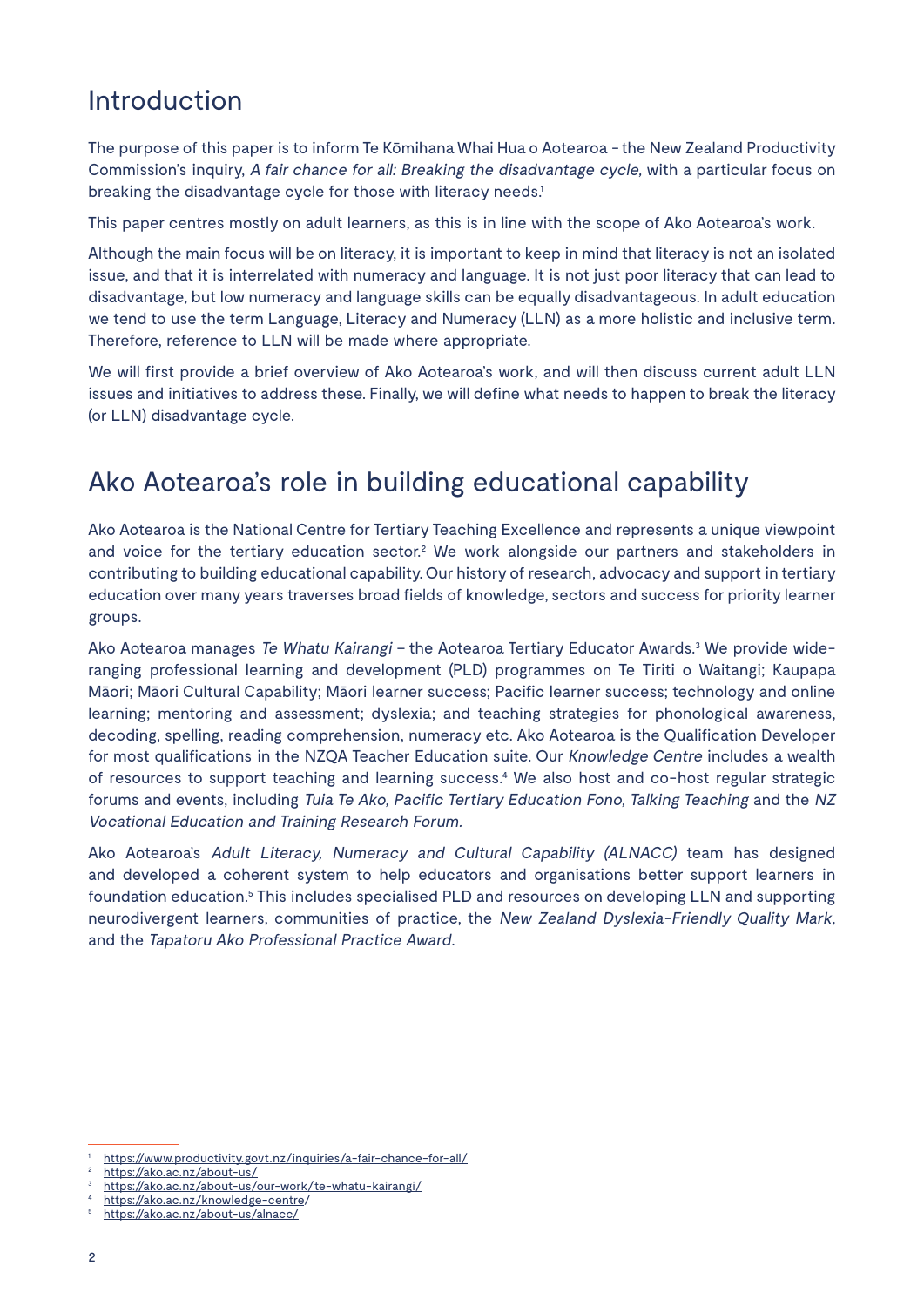## Introduction

The purpose of this paper is to inform Te Kōmihana Whai Hua o Aotearoa – the New Zealand Productivity Commission's inquiry, *A fair chance for all: Breaking the disadvantage cycle*, with a particular focus on breaking the disadvantage cycle for those with literacy needs.[1]

This paper centres mostly on adult learners, as this is in line with the scope of Ako Aotearoa's work.

Although the main focus will be on literacy, it is important to keep in mind that literacy is not an isolated issue, and that it is interrelated with numeracy and language. It is not just poor literacy that can lead to disadvantage, but low numeracy and language skills can be equally disadvantageous. In adult education we tend to use the term Language, Literacy and Numeracy (LLN) as a more holistic and inclusive term. Therefore, reference to LLN will be made where appropriate.

We will first provide a brief overview of Ako Aotearoa's work, and will then discuss current adult LLN issues and initiatives to address these. Finally, we will define what needs to happen to break the literacy (or LLN) disadvantage cycle.

## Ako Aotearoa's role in building educational capability

Ako Aotearoa is the National Centre for Tertiary Teaching Excellence and represents a unique viewpoint and voice for the tertiary education sector.[2] We work alongside our partners and stakeholders in contributing to building educational capability. Our history of research, advocacy and support in tertiary education over many years traverses broad fields of knowledge, sectors and success for priority learner groups.

Ako Aotearoa manages *Te Whatu Kairangi* – the Aotearoa Tertiary Educator Awards.[3] We provide wide-ranging professional learning and development (PLD) programmes on Te Tiriti o Waitangi; Kaupapa Māori; Māori Cultural Capability; Māori learner success; Pacific learner success; technology and online learning; mentoring and assessment; dyslexia; and teaching strategies for phonological awareness, decoding, spelling, reading comprehension, numeracy etc. Ako Aotearoa is the Qualification Developer for most qualifications in the NZQA Teacher Education suite. Our *Knowledge Centre* includes a wealth of resources to support teaching and learning success.[4] We also host and co-host regular strategic forums and events, including *Tuia Te Ako, Pacific Tertiary Education Fono, Talking Teaching* and the *NZ Vocational Education and Training Research Forum*.

Ako Aotearoa's *Adult Literacy, Numeracy and Cultural Capability (ALNACC)* team has designed and developed a coherent system to help educators and organisations better support learners in foundation education.[5] This includes specialised PLD and resources on developing LLN and supporting neurodivergent learners, communities of practice, the *New Zealand Dyslexia-Friendly Quality Mark*, and the *Tapatoru Ako Professional Practice Award*.

---

[1] https://www.productivity.govt.nz/inquiries/a-fair-chance-for-all/
[2] https://ako.ac.nz/about-us/
[3] https://ako.ac.nz/about-us/our-work/te-whatu-kairangi/
[4] https://ako.ac.nz/knowledge-centre/
[5] https://ako.ac.nz/about-us/alnacc/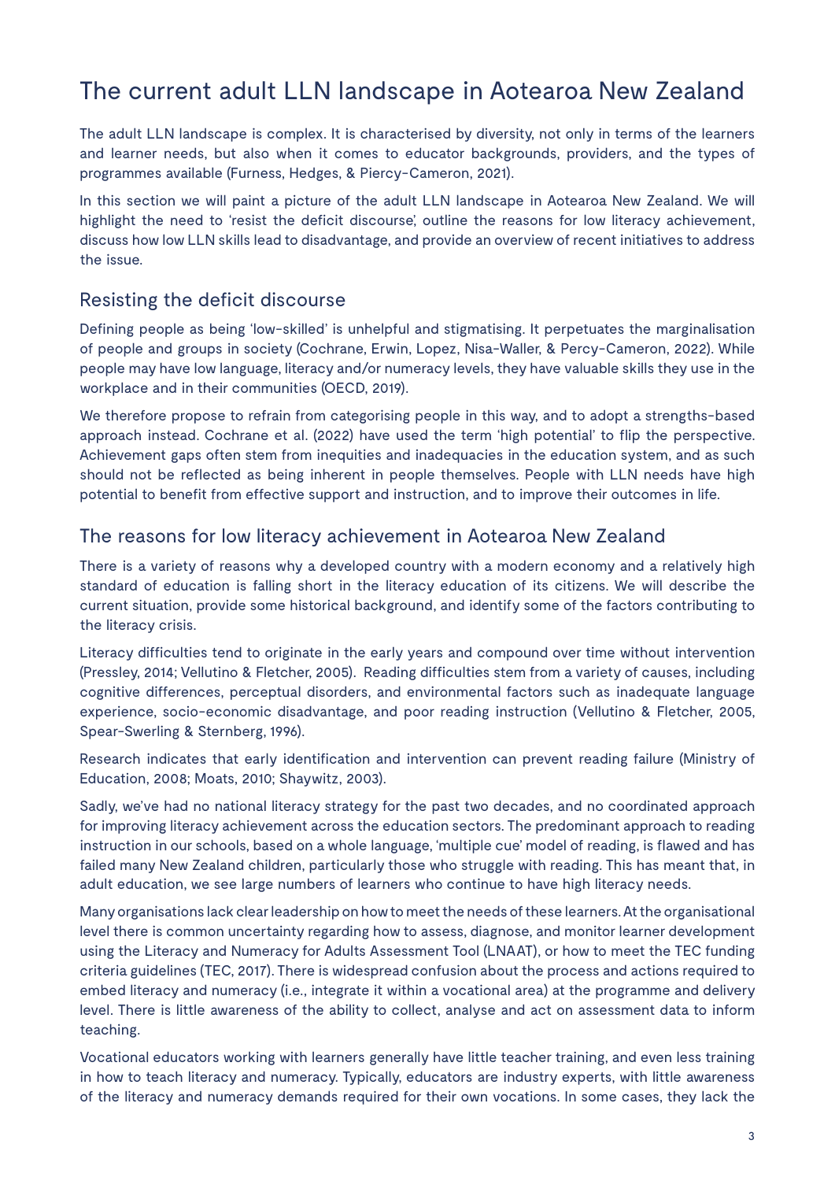# The current adult LLN landscape in Aotearoa New Zealand

The adult LLN landscape is complex. It is characterised by diversity, not only in terms of the learners and learner needs, but also when it comes to educator backgrounds, providers, and the types of programmes available (Furness, Hedges, & Piercy-Cameron, 2021).

In this section we will paint a picture of the adult LLN landscape in Aotearoa New Zealand. We will highlight the need to 'resist the deficit discourse', outline the reasons for low literacy achievement, discuss how low LLN skills lead to disadvantage, and provide an overview of recent initiatives to address the issue.

## Resisting the deficit discourse

Defining people as being 'low-skilled' is unhelpful and stigmatising. It perpetuates the marginalisation of people and groups in society (Cochrane, Erwin, Lopez, Nisa-Waller, & Percy-Cameron, 2022). While people may have low language, literacy and/or numeracy levels, they have valuable skills they use in the workplace and in their communities (OECD, 2019).

We therefore propose to refrain from categorising people in this way, and to adopt a strengths-based approach instead. Cochrane et al. (2022) have used the term 'high potential' to flip the perspective. Achievement gaps often stem from inequities and inadequacies in the education system, and as such should not be reflected as being inherent in people themselves. People with LLN needs have high potential to benefit from effective support and instruction, and to improve their outcomes in life.

## The reasons for low literacy achievement in Aotearoa New Zealand

There is a variety of reasons why a developed country with a modern economy and a relatively high standard of education is falling short in the literacy education of its citizens. We will describe the current situation, provide some historical background, and identify some of the factors contributing to the literacy crisis.

Literacy difficulties tend to originate in the early years and compound over time without intervention (Pressley, 2014; Vellutino & Fletcher, 2005). Reading difficulties stem from a variety of causes, including cognitive differences, perceptual disorders, and environmental factors such as inadequate language experience, socio-economic disadvantage, and poor reading instruction (Vellutino & Fletcher, 2005, Spear-Swerling & Sternberg, 1996).

Research indicates that early identification and intervention can prevent reading failure (Ministry of Education, 2008; Moats, 2010; Shaywitz, 2003).

Sadly, we've had no national literacy strategy for the past two decades, and no coordinated approach for improving literacy achievement across the education sectors. The predominant approach to reading instruction in our schools, based on a whole language, 'multiple cue' model of reading, is flawed and has failed many New Zealand children, particularly those who struggle with reading. This has meant that, in adult education, we see large numbers of learners who continue to have high literacy needs.

Many organisations lack clear leadership on how to meet the needs of these learners. At the organisational level there is common uncertainty regarding how to assess, diagnose, and monitor learner development using the Literacy and Numeracy for Adults Assessment Tool (LNAAT), or how to meet the TEC funding criteria guidelines (TEC, 2017). There is widespread confusion about the process and actions required to embed literacy and numeracy (i.e., integrate it within a vocational area) at the programme and delivery level. There is little awareness of the ability to collect, analyse and act on assessment data to inform teaching.

Vocational educators working with learners generally have little teacher training, and even less training in how to teach literacy and numeracy. Typically, educators are industry experts, with little awareness of the literacy and numeracy demands required for their own vocations. In some cases, they lack the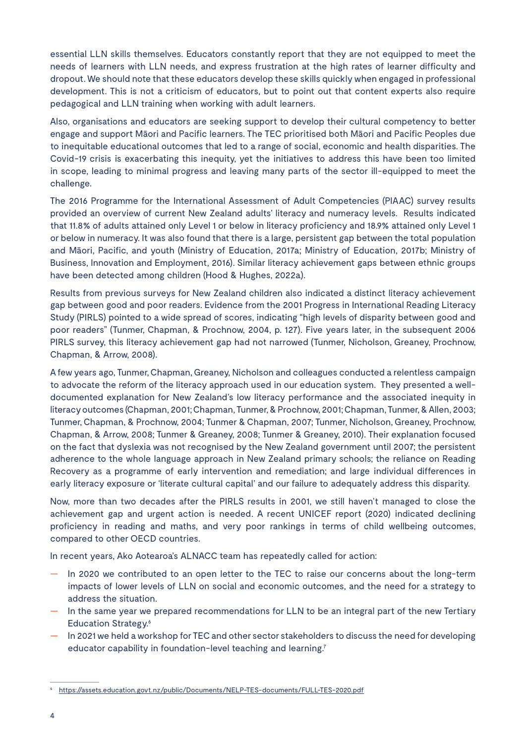essential LLN skills themselves. Educators constantly report that they are not equipped to meet the needs of learners with LLN needs, and express frustration at the high rates of learner difficulty and dropout. We should note that these educators develop these skills quickly when engaged in professional development. This is not a criticism of educators, but to point out that content experts also require pedagogical and LLN training when working with adult learners.

Also, organisations and educators are seeking support to develop their cultural competency to better engage and support Māori and Pacific learners. The TEC prioritised both Māori and Pacific Peoples due to inequitable educational outcomes that led to a range of social, economic and health disparities. The Covid-19 crisis is exacerbating this inequity, yet the initiatives to address this have been too limited in scope, leading to minimal progress and leaving many parts of the sector ill-equipped to meet the challenge.

The 2016 Programme for the International Assessment of Adult Competencies (PIAAC) survey results provided an overview of current New Zealand adults' literacy and numeracy levels. Results indicated that 11.8% of adults attained only Level 1 or below in literacy proficiency and 18.9% attained only Level 1 or below in numeracy. It was also found that there is a large, persistent gap between the total population and Māori, Pacific, and youth (Ministry of Education, 2017a; Ministry of Education, 2017b; Ministry of Business, Innovation and Employment, 2016). Similar literacy achievement gaps between ethnic groups have been detected among children (Hood & Hughes, 2022a).

Results from previous surveys for New Zealand children also indicated a distinct literacy achievement gap between good and poor readers. Evidence from the 2001 Progress in International Reading Literacy Study (PIRLS) pointed to a wide spread of scores, indicating "high levels of disparity between good and poor readers" (Tunmer, Chapman, & Prochnow, 2004, p. 127). Five years later, in the subsequent 2006 PIRLS survey, this literacy achievement gap had not narrowed (Tunmer, Nicholson, Greaney, Prochnow, Chapman, & Arrow, 2008).

A few years ago, Tunmer, Chapman, Greaney, Nicholson and colleagues conducted a relentless campaign to advocate the reform of the literacy approach used in our education system. They presented a well-documented explanation for New Zealand's low literacy performance and the associated inequity in literacy outcomes (Chapman, 2001; Chapman, Tunmer, & Prochnow, 2001; Chapman, Tunmer, & Allen, 2003; Tunmer, Chapman, & Prochnow, 2004; Tunmer & Chapman, 2007; Tunmer, Nicholson, Greaney, Prochnow, Chapman, & Arrow, 2008; Tunmer & Greaney, 2008; Tunmer & Greaney, 2010). Their explanation focused on the fact that dyslexia was not recognised by the New Zealand government until 2007; the persistent adherence to the whole language approach in New Zealand primary schools; the reliance on Reading Recovery as a programme of early intervention and remediation; and large individual differences in early literacy exposure or 'literate cultural capital' and our failure to adequately address this disparity.

Now, more than two decades after the PIRLS results in 2001, we still haven't managed to close the achievement gap and urgent action is needed. A recent UNICEF report (2020) indicated declining proficiency in reading and maths, and very poor rankings in terms of child wellbeing outcomes, compared to other OECD countries.

In recent years, Ako Aotearoa's ALNACC team has repeatedly called for action:

- In 2020 we contributed to an open letter to the TEC to raise our concerns about the long-term impacts of lower levels of LLN on social and economic outcomes, and the need for a strategy to address the situation.
- In the same year we prepared recommendations for LLN to be an integral part of the new Tertiary Education Strategy.[6]
- In 2021 we held a workshop for TEC and other sector stakeholders to discuss the need for developing educator capability in foundation-level teaching and learning.[7]

---

[6] https://assets.education.govt.nz/public/Documents/NELP-TES-documents/FULL-TES-2020.pdf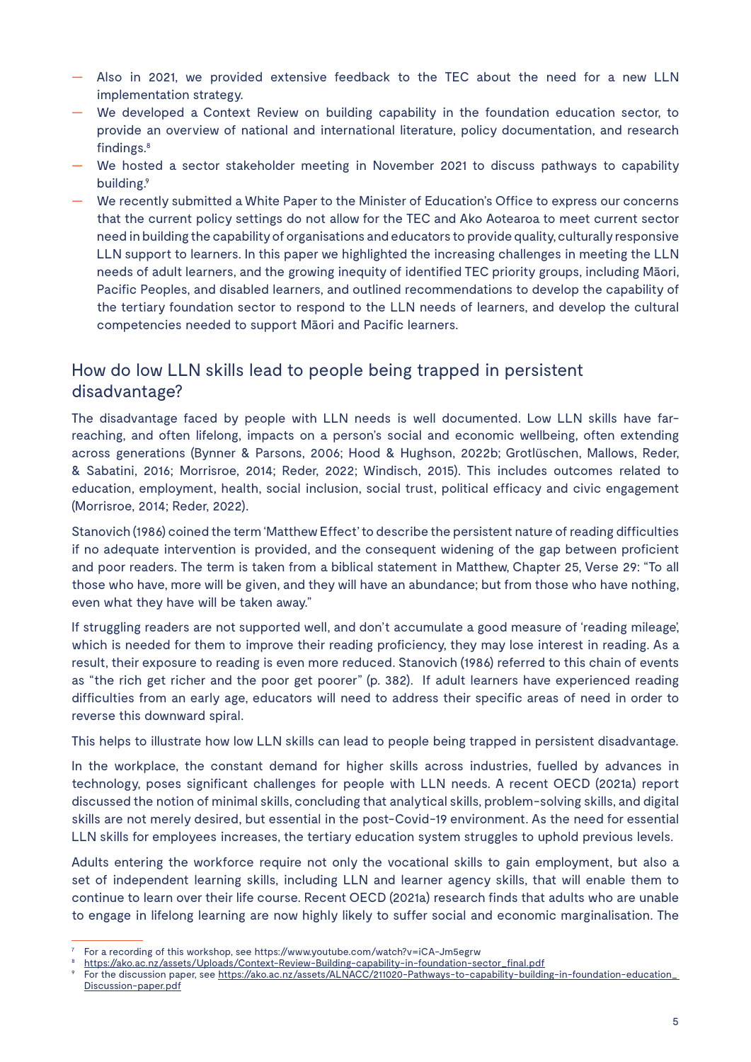- Also in 2021, we provided extensive feedback to the TEC about the need for a new LLN implementation strategy.
- We developed a Context Review on building capability in the foundation education sector, to provide an overview of national and international literature, policy documentation, and research findings.[8]
- We hosted a sector stakeholder meeting in November 2021 to discuss pathways to capability building.[9]
- We recently submitted a White Paper to the Minister of Education's Office to express our concerns that the current policy settings do not allow for the TEC and Ako Aotearoa to meet current sector need in building the capability of organisations and educators to provide quality, culturally responsive LLN support to learners. In this paper we highlighted the increasing challenges in meeting the LLN needs of adult learners, and the growing inequity of identified TEC priority groups, including Māori, Pacific Peoples, and disabled learners, and outlined recommendations to develop the capability of the tertiary foundation sector to respond to the LLN needs of learners, and develop the cultural competencies needed to support Māori and Pacific learners.

## How do low LLN skills lead to people being trapped in persistent disadvantage?

The disadvantage faced by people with LLN needs is well documented. Low LLN skills have far-reaching, and often lifelong, impacts on a person's social and economic wellbeing, often extending across generations (Bynner & Parsons, 2006; Hood & Hughson, 2022b; Grotlüschen, Mallows, Reder, & Sabatini, 2016; Morrisroe, 2014; Reder, 2022; Windisch, 2015). This includes outcomes related to education, employment, health, social inclusion, social trust, political efficacy and civic engagement (Morrisroe, 2014; Reder, 2022).

Stanovich (1986) coined the term 'Matthew Effect' to describe the persistent nature of reading difficulties if no adequate intervention is provided, and the consequent widening of the gap between proficient and poor readers. The term is taken from a biblical statement in Matthew, Chapter 25, Verse 29: "To all those who have, more will be given, and they will have an abundance; but from those who have nothing, even what they have will be taken away."

If struggling readers are not supported well, and don't accumulate a good measure of 'reading mileage', which is needed for them to improve their reading proficiency, they may lose interest in reading. As a result, their exposure to reading is even more reduced. Stanovich (1986) referred to this chain of events as "the rich get richer and the poor get poorer" (p. 382). If adult learners have experienced reading difficulties from an early age, educators will need to address their specific areas of need in order to reverse this downward spiral.

This helps to illustrate how low LLN skills can lead to people being trapped in persistent disadvantage.

In the workplace, the constant demand for higher skills across industries, fuelled by advances in technology, poses significant challenges for people with LLN needs. A recent OECD (2021a) report discussed the notion of minimal skills, concluding that analytical skills, problem-solving skills, and digital skills are not merely desired, but essential in the post-Covid-19 environment. As the need for essential LLN skills for employees increases, the tertiary education system struggles to uphold previous levels.

Adults entering the workforce require not only the vocational skills to gain employment, but also a set of independent learning skills, including LLN and learner agency skills, that will enable them to continue to learn over their life course. Recent OECD (2021a) research finds that adults who are unable to engage in lifelong learning are now highly likely to suffer social and economic marginalisation. The

---

[7] For a recording of this workshop, see https://www.youtube.com/watch?v=iCA-Jm5egrw

[8] https://ako.ac.nz/assets/Uploads/Context-Review-Building-capability-in-foundation-sector_final.pdf

[9] For the discussion paper, see https://ako.ac.nz/assets/ALNACC/211020-Pathways-to-capability-building-in-foundation-education_Discussion-paper.pdf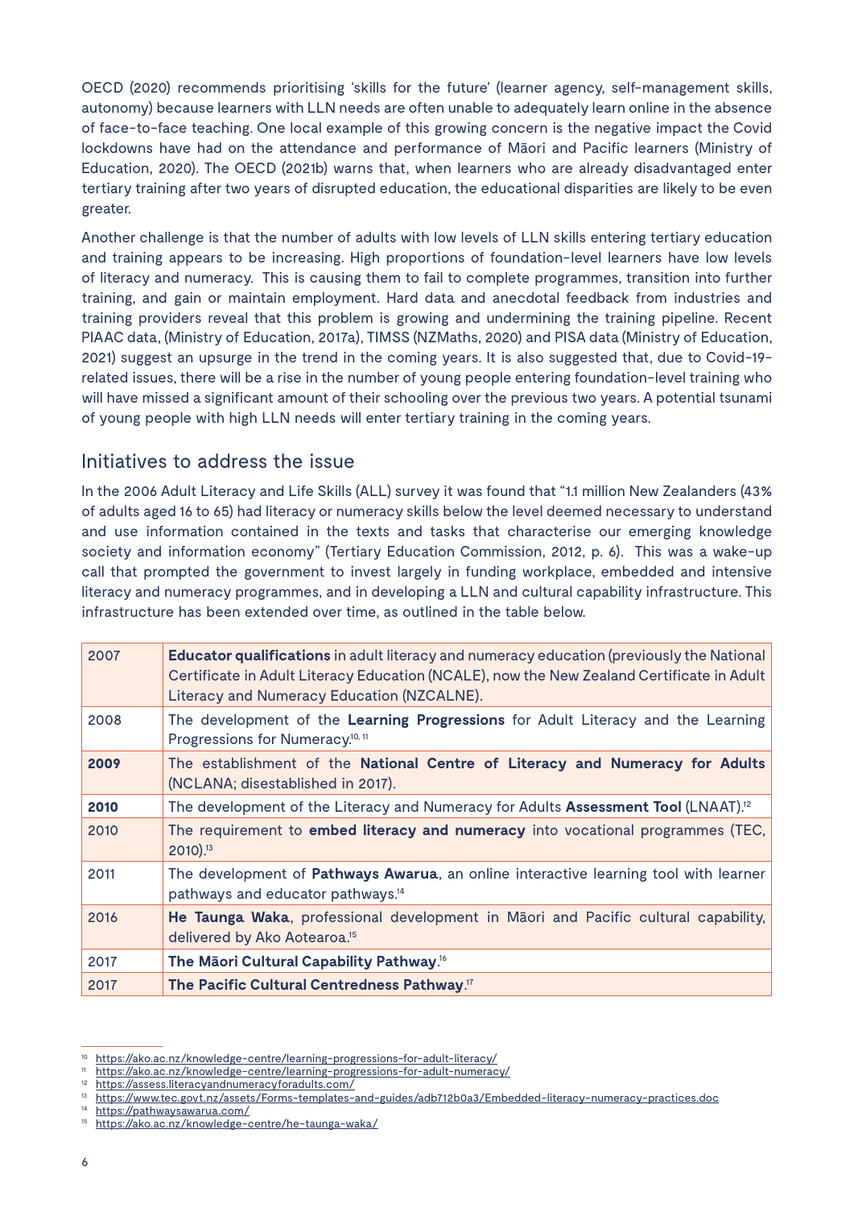OECD (2020) recommends prioritising 'skills for the future' (learner agency, self-management skills, autonomy) because learners with LLN needs are often unable to adequately learn online in the absence of face-to-face teaching. One local example of this growing concern is the negative impact the Covid lockdowns have had on the attendance and performance of Māori and Pacific learners (Ministry of Education, 2020). The OECD (2021b) warns that, when learners who are already disadvantaged enter tertiary training after two years of disrupted education, the educational disparities are likely to be even greater.

Another challenge is that the number of adults with low levels of LLN skills entering tertiary education and training appears to be increasing. High proportions of foundation-level learners have low levels of literacy and numeracy. This is causing them to fail to complete programmes, transition into further training, and gain or maintain employment. Hard data and anecdotal feedback from industries and training providers reveal that this problem is growing and undermining the training pipeline. Recent PIAAC data, (Ministry of Education, 2017a), TIMSS (NZMaths, 2020) and PISA data (Ministry of Education, 2021) suggest an upsurge in the trend in the coming years. It is also suggested that, due to Covid-19-related issues, there will be a rise in the number of young people entering foundation-level training who will have missed a significant amount of their schooling over the previous two years. A potential tsunami of young people with high LLN needs will enter tertiary training in the coming years.

## Initiatives to address the issue

In the 2006 Adult Literacy and Life Skills (ALL) survey it was found that "1.1 million New Zealanders (43% of adults aged 16 to 65) had literacy or numeracy skills below the level deemed necessary to understand and use information contained in the texts and tasks that characterise our emerging knowledge society and information economy" (Tertiary Education Commission, 2012, p. 6). This was a wake-up call that prompted the government to invest largely in funding workplace, embedded and intensive literacy and numeracy programmes, and in developing a LLN and cultural capability infrastructure. This infrastructure has been extended over time, as outlined in the table below.

| | |
|---|---|
| 2007 | **Educator qualifications** in adult literacy and numeracy education (previously the National Certificate in Adult Literacy Education (NCALE), now the New Zealand Certificate in Adult Literacy and Numeracy Education (NZCALNE). |
| 2008 | The development of the **Learning Progressions** for Adult Literacy and the Learning Progressions for Numeracy.[10, 11] |
| **2009** | The establishment of the **National Centre of Literacy and Numeracy for Adults** (NCLANA; disestablished in 2017). |
| **2010** | The development of the Literacy and Numeracy for Adults **Assessment Tool** (LNAAT).[12] |
| 2010 | The requirement to **embed literacy and numeracy** into vocational programmes (TEC, 2010).[13] |
| 2011 | The development of **Pathways Awarua**, an online interactive learning tool with learner pathways and educator pathways.[14] |
| 2016 | **He Taunga Waka**, professional development in Māori and Pacific cultural capability, delivered by Ako Aotearoa.[15] |
| 2017 | **The Māori Cultural Capability Pathway**.[16] |
| 2017 | **The Pacific Cultural Centredness Pathway**.[17] |

---

[10] https://ako.ac.nz/knowledge-centre/learning-progressions-for-adult-literacy/
[11] https://ako.ac.nz/knowledge-centre/learning-progressions-for-adult-numeracy/
[12] https://assess.literacyandnumeracyforadults.com/
[13] https://www.tec.govt.nz/assets/Forms-templates-and-guides/adb712b0a3/Embedded-literacy-numeracy-practices.doc
[14] https://pathwaysawarua.com/
[15] https://ako.ac.nz/knowledge-centre/he-taunga-waka/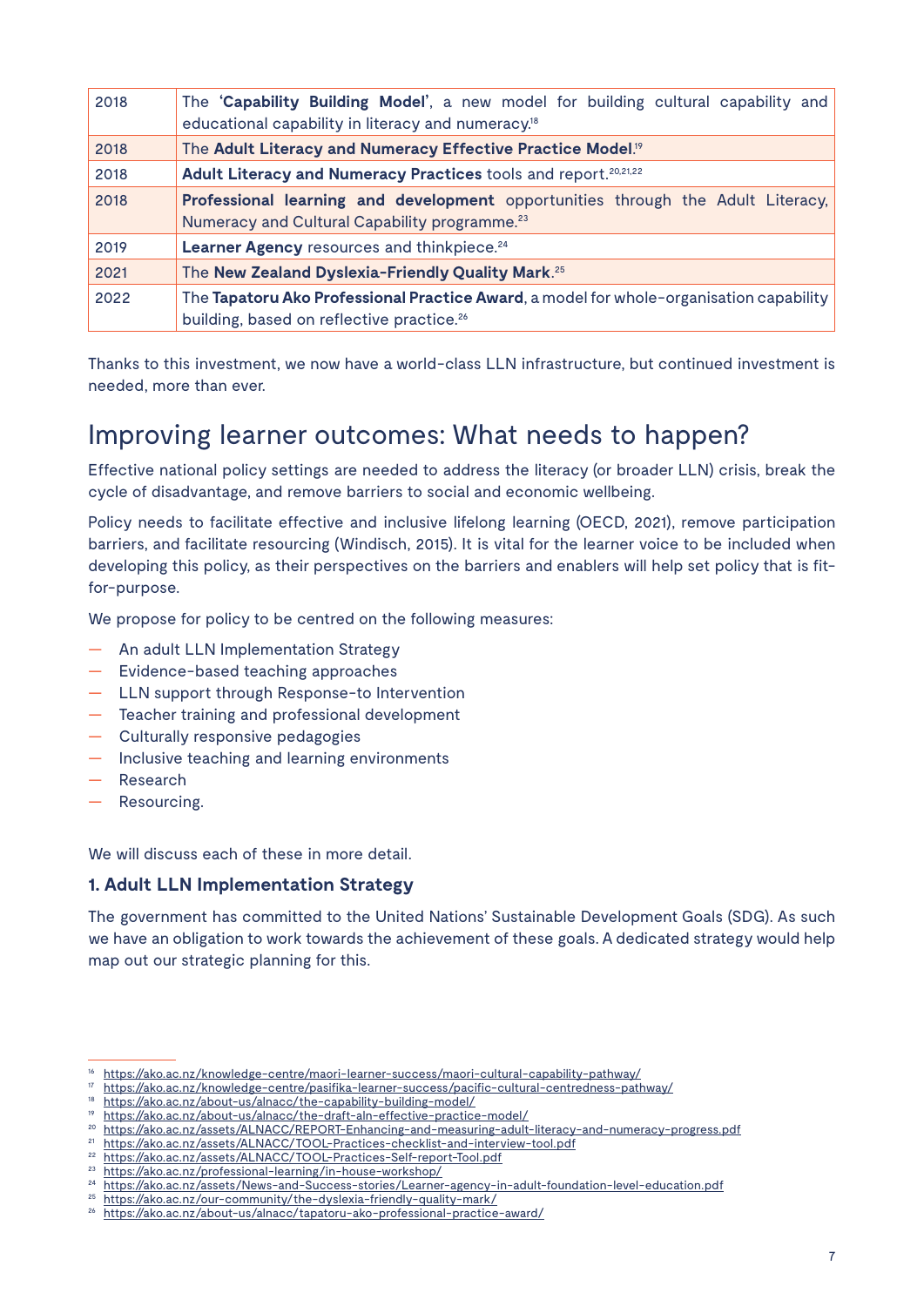| | |
|---|---|
| 2018 | The '**Capability Building Model**', a new model for building cultural capability and educational capability in literacy and numeracy.[18] |
| 2018 | The **Adult Literacy and Numeracy Effective Practice Model**.[19] |
| 2018 | **Adult Literacy and Numeracy Practices** tools and report.[20,21,22] |
| 2018 | **Professional learning and development** opportunities through the Adult Literacy, Numeracy and Cultural Capability programme.[23] |
| 2019 | **Learner Agency** resources and thinkpiece.[24] |
| 2021 | The **New Zealand Dyslexia-Friendly Quality Mark**.[25] |
| 2022 | The **Tapatoru Ako Professional Practice Award**, a model for whole-organisation capability building, based on reflective practice.[26] |

Thanks to this investment, we now have a world-class LLN infrastructure, but continued investment is needed, more than ever.

## Improving learner outcomes: What needs to happen?

Effective national policy settings are needed to address the literacy (or broader LLN) crisis, break the cycle of disadvantage, and remove barriers to social and economic wellbeing.

Policy needs to facilitate effective and inclusive lifelong learning (OECD, 2021), remove participation barriers, and facilitate resourcing (Windisch, 2015). It is vital for the learner voice to be included when developing this policy, as their perspectives on the barriers and enablers will help set policy that is fit-for-purpose.

We propose for policy to be centred on the following measures:

- An adult LLN Implementation Strategy
- Evidence-based teaching approaches
- LLN support through Response-to Intervention
- Teacher training and professional development
- Culturally responsive pedagogies
- Inclusive teaching and learning environments
- Research
- Resourcing.

We will discuss each of these in more detail.

### 1. Adult LLN Implementation Strategy

The government has committed to the United Nations' Sustainable Development Goals (SDG). As such we have an obligation to work towards the achievement of these goals. A dedicated strategy would help map out our strategic planning for this.

---

[16] https://ako.ac.nz/knowledge-centre/maori-learner-success/maori-cultural-capability-pathway/
[17] https://ako.ac.nz/knowledge-centre/pasifika-learner-success/pacific-cultural-centredness-pathway/
[18] https://ako.ac.nz/about-us/alnacc/the-capability-building-model/
[19] https://ako.ac.nz/about-us/alnacc/the-draft-aln-effective-practice-model/
[20] https://ako.ac.nz/assets/ALNACC/REPORT-Enhancing-and-measuring-adult-literacy-and-numeracy-progress.pdf
[21] https://ako.ac.nz/assets/ALNACC/TOOL-Practices-checklist-and-interview-tool.pdf
[22] https://ako.ac.nz/assets/ALNACC/TOOL-Practices-Self-report-Tool.pdf
[23] https://ako.ac.nz/professional-learning/in-house-workshop/
[24] https://ako.ac.nz/assets/News-and-Success-stories/Learner-agency-in-adult-foundation-level-education.pdf
[25] https://ako.ac.nz/our-community/the-dyslexia-friendly-quality-mark/
[26] https://ako.ac.nz/about-us/alnacc/tapatoru-ako-professional-practice-award/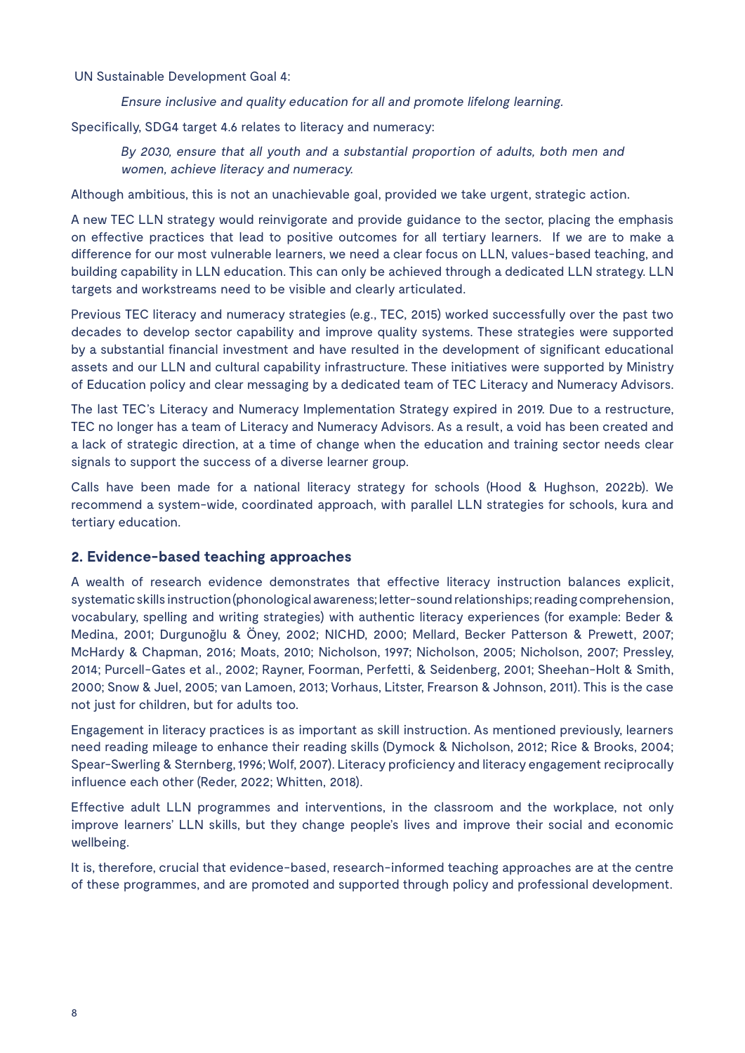UN Sustainable Development Goal 4:

> *Ensure inclusive and quality education for all and promote lifelong learning.*

Specifically, SDG4 target 4.6 relates to literacy and numeracy:

> *By 2030, ensure that all youth and a substantial proportion of adults, both men and women, achieve literacy and numeracy.*

Although ambitious, this is not an unachievable goal, provided we take urgent, strategic action.

A new TEC LLN strategy would reinvigorate and provide guidance to the sector, placing the emphasis on effective practices that lead to positive outcomes for all tertiary learners. If we are to make a difference for our most vulnerable learners, we need a clear focus on LLN, values-based teaching, and building capability in LLN education. This can only be achieved through a dedicated LLN strategy. LLN targets and workstreams need to be visible and clearly articulated.

Previous TEC literacy and numeracy strategies (e.g., TEC, 2015) worked successfully over the past two decades to develop sector capability and improve quality systems. These strategies were supported by a substantial financial investment and have resulted in the development of significant educational assets and our LLN and cultural capability infrastructure. These initiatives were supported by Ministry of Education policy and clear messaging by a dedicated team of TEC Literacy and Numeracy Advisors.

The last TEC's Literacy and Numeracy Implementation Strategy expired in 2019. Due to a restructure, TEC no longer has a team of Literacy and Numeracy Advisors. As a result, a void has been created and a lack of strategic direction, at a time of change when the education and training sector needs clear signals to support the success of a diverse learner group.

Calls have been made for a national literacy strategy for schools (Hood & Hughson, 2022b). We recommend a system-wide, coordinated approach, with parallel LLN strategies for schools, kura and tertiary education.

## 2. Evidence-based teaching approaches

A wealth of research evidence demonstrates that effective literacy instruction balances explicit, systematic skills instruction (phonological awareness; letter-sound relationships; reading comprehension, vocabulary, spelling and writing strategies) with authentic literacy experiences (for example: Beder & Medina, 2001; Durgunoğlu & Öney, 2002; NICHD, 2000; Mellard, Becker Patterson & Prewett, 2007; McHardy & Chapman, 2016; Moats, 2010; Nicholson, 1997; Nicholson, 2005; Nicholson, 2007; Pressley, 2014; Purcell-Gates et al., 2002; Rayner, Foorman, Perfetti, & Seidenberg, 2001; Sheehan-Holt & Smith, 2000; Snow & Juel, 2005; van Lamoen, 2013; Vorhaus, Litster, Frearson & Johnson, 2011). This is the case not just for children, but for adults too.

Engagement in literacy practices is as important as skill instruction. As mentioned previously, learners need reading mileage to enhance their reading skills (Dymock & Nicholson, 2012; Rice & Brooks, 2004; Spear-Swerling & Sternberg, 1996; Wolf, 2007). Literacy proficiency and literacy engagement reciprocally influence each other (Reder, 2022; Whitten, 2018).

Effective adult LLN programmes and interventions, in the classroom and the workplace, not only improve learners' LLN skills, but they change people's lives and improve their social and economic wellbeing.

It is, therefore, crucial that evidence-based, research-informed teaching approaches are at the centre of these programmes, and are promoted and supported through policy and professional development.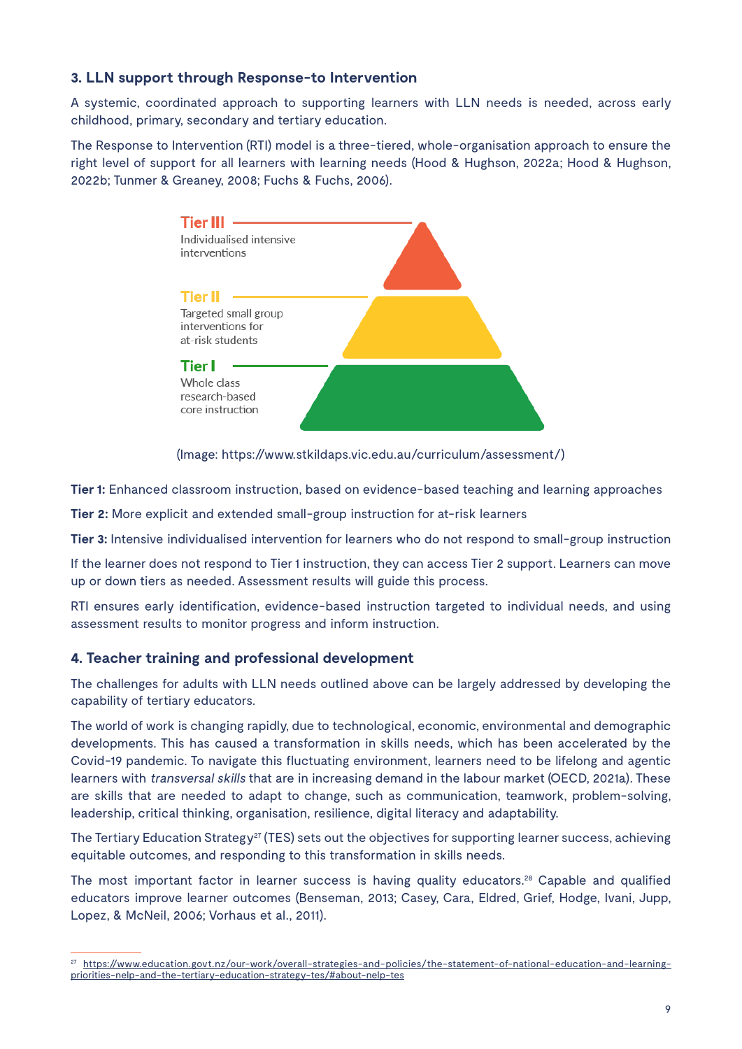## 3. LLN support through Response-to Intervention

A systemic, coordinated approach to supporting learners with LLN needs is needed, across early childhood, primary, secondary and tertiary education.

The Response to Intervention (RTI) model is a three-tiered, whole-organisation approach to ensure the right level of support for all learners with learning needs (Hood & Hughson, 2022a; Hood & Hughson, 2022b; Tunmer & Greaney, 2008; Fuchs & Fuchs, 2006).

Tier III
Individualised intensive interventions

Tier II
Targeted small group interventions for at-risk students

Tier I
Whole class research-based core instruction

(Image: https://www.stkildaps.vic.edu.au/curriculum/assessment/)

**Tier 1:** Enhanced classroom instruction, based on evidence-based teaching and learning approaches

**Tier 2:** More explicit and extended small-group instruction for at-risk learners

**Tier 3:** Intensive individualised intervention for learners who do not respond to small-group instruction

If the learner does not respond to Tier 1 instruction, they can access Tier 2 support. Learners can move up or down tiers as needed. Assessment results will guide this process.

RTI ensures early identification, evidence-based instruction targeted to individual needs, and using assessment results to monitor progress and inform instruction.

## 4. Teacher training and professional development

The challenges for adults with LLN needs outlined above can be largely addressed by developing the capability of tertiary educators.

The world of work is changing rapidly, due to technological, economic, environmental and demographic developments. This has caused a transformation in skills needs, which has been accelerated by the Covid-19 pandemic. To navigate this fluctuating environment, learners need to be lifelong and agentic learners with *transversal skills* that are in increasing demand in the labour market (OECD, 2021a). These are skills that are needed to adapt to change, such as communication, teamwork, problem-solving, leadership, critical thinking, organisation, resilience, digital literacy and adaptability.

The Tertiary Education Strategy[27] (TES) sets out the objectives for supporting learner success, achieving equitable outcomes, and responding to this transformation in skills needs.

The most important factor in learner success is having quality educators.[28] Capable and qualified educators improve learner outcomes (Benseman, 2013; Casey, Cara, Eldred, Grief, Hodge, Ivani, Jupp, Lopez, & McNeil, 2006; Vorhaus et al., 2011).

[27] https://www.education.govt.nz/our-work/overall-strategies-and-policies/the-statement-of-national-education-and-learning-priorities-nelp-and-the-tertiary-education-strategy-tes/#about-nelp-tes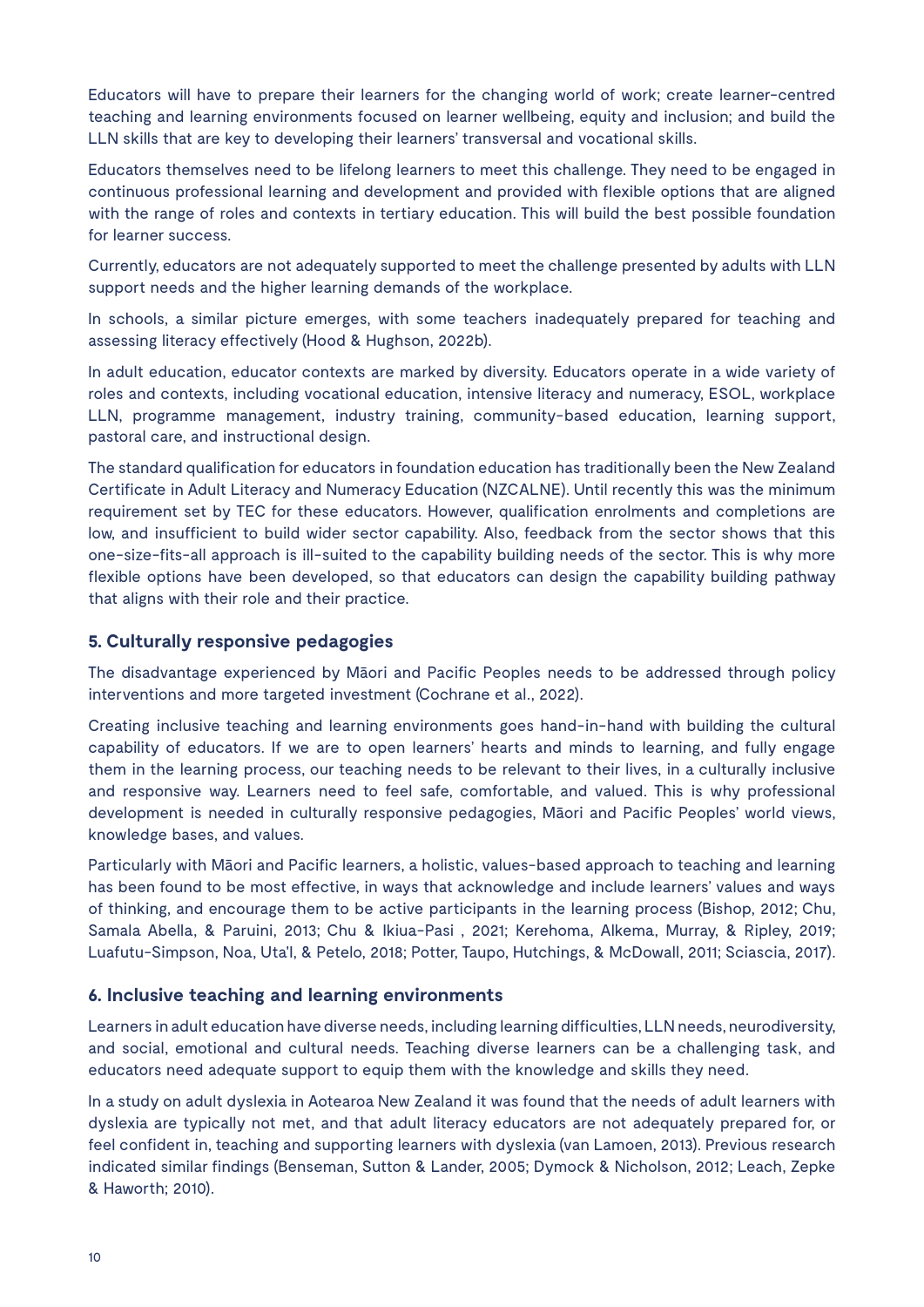Educators will have to prepare their learners for the changing world of work; create learner-centred teaching and learning environments focused on learner wellbeing, equity and inclusion; and build the LLN skills that are key to developing their learners' transversal and vocational skills.

Educators themselves need to be lifelong learners to meet this challenge. They need to be engaged in continuous professional learning and development and provided with flexible options that are aligned with the range of roles and contexts in tertiary education. This will build the best possible foundation for learner success.

Currently, educators are not adequately supported to meet the challenge presented by adults with LLN support needs and the higher learning demands of the workplace.

In schools, a similar picture emerges, with some teachers inadequately prepared for teaching and assessing literacy effectively (Hood & Hughson, 2022b).

In adult education, educator contexts are marked by diversity. Educators operate in a wide variety of roles and contexts, including vocational education, intensive literacy and numeracy, ESOL, workplace LLN, programme management, industry training, community-based education, learning support, pastoral care, and instructional design.

The standard qualification for educators in foundation education has traditionally been the New Zealand Certificate in Adult Literacy and Numeracy Education (NZCALNE). Until recently this was the minimum requirement set by TEC for these educators. However, qualification enrolments and completions are low, and insufficient to build wider sector capability. Also, feedback from the sector shows that this one-size-fits-all approach is ill-suited to the capability building needs of the sector. This is why more flexible options have been developed, so that educators can design the capability building pathway that aligns with their role and their practice.

### 5. Culturally responsive pedagogies

The disadvantage experienced by Māori and Pacific Peoples needs to be addressed through policy interventions and more targeted investment (Cochrane et al., 2022).

Creating inclusive teaching and learning environments goes hand-in-hand with building the cultural capability of educators. If we are to open learners' hearts and minds to learning, and fully engage them in the learning process, our teaching needs to be relevant to their lives, in a culturally inclusive and responsive way. Learners need to feel safe, comfortable, and valued. This is why professional development is needed in culturally responsive pedagogies, Māori and Pacific Peoples' world views, knowledge bases, and values.

Particularly with Māori and Pacific learners, a holistic, values-based approach to teaching and learning has been found to be most effective, in ways that acknowledge and include learners' values and ways of thinking, and encourage them to be active participants in the learning process (Bishop, 2012; Chu, Samala Abella, & Paruini, 2013; Chu & Ikiua-Pasi , 2021; Kerehoma, Alkema, Murray, & Ripley, 2019; Luafutu-Simpson, Noa, Uta'I, & Petelo, 2018; Potter, Taupo, Hutchings, & McDowall, 2011; Sciascia, 2017).

### 6. Inclusive teaching and learning environments

Learners in adult education have diverse needs, including learning difficulties, LLN needs, neurodiversity, and social, emotional and cultural needs. Teaching diverse learners can be a challenging task, and educators need adequate support to equip them with the knowledge and skills they need.

In a study on adult dyslexia in Aotearoa New Zealand it was found that the needs of adult learners with dyslexia are typically not met, and that adult literacy educators are not adequately prepared for, or feel confident in, teaching and supporting learners with dyslexia (van Lamoen, 2013). Previous research indicated similar findings (Benseman, Sutton & Lander, 2005; Dymock & Nicholson, 2012; Leach, Zepke & Haworth; 2010).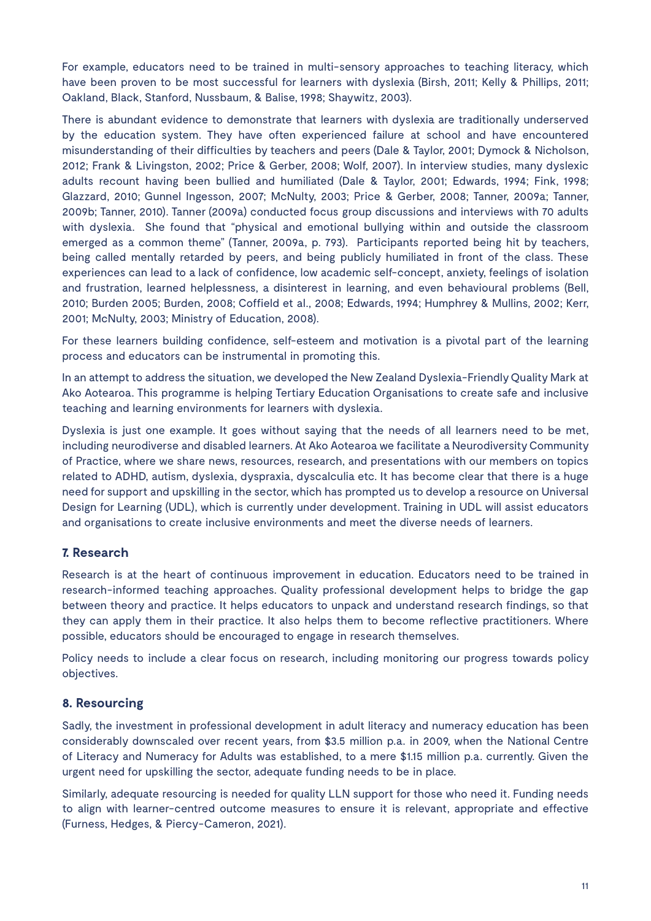For example, educators need to be trained in multi-sensory approaches to teaching literacy, which have been proven to be most successful for learners with dyslexia (Birsh, 2011; Kelly & Phillips, 2011; Oakland, Black, Stanford, Nussbaum, & Balise, 1998; Shaywitz, 2003).

There is abundant evidence to demonstrate that learners with dyslexia are traditionally underserved by the education system. They have often experienced failure at school and have encountered misunderstanding of their difficulties by teachers and peers (Dale & Taylor, 2001; Dymock & Nicholson, 2012; Frank & Livingston, 2002; Price & Gerber, 2008; Wolf, 2007). In interview studies, many dyslexic adults recount having been bullied and humiliated (Dale & Taylor, 2001; Edwards, 1994; Fink, 1998; Glazzard, 2010; Gunnel Ingesson, 2007; McNulty, 2003; Price & Gerber, 2008; Tanner, 2009a; Tanner, 2009b; Tanner, 2010). Tanner (2009a) conducted focus group discussions and interviews with 70 adults with dyslexia. She found that "physical and emotional bullying within and outside the classroom emerged as a common theme" (Tanner, 2009a, p. 793). Participants reported being hit by teachers, being called mentally retarded by peers, and being publicly humiliated in front of the class. These experiences can lead to a lack of confidence, low academic self-concept, anxiety, feelings of isolation and frustration, learned helplessness, a disinterest in learning, and even behavioural problems (Bell, 2010; Burden 2005; Burden, 2008; Coffield et al., 2008; Edwards, 1994; Humphrey & Mullins, 2002; Kerr, 2001; McNulty, 2003; Ministry of Education, 2008).

For these learners building confidence, self-esteem and motivation is a pivotal part of the learning process and educators can be instrumental in promoting this.

In an attempt to address the situation, we developed the New Zealand Dyslexia-Friendly Quality Mark at Ako Aotearoa. This programme is helping Tertiary Education Organisations to create safe and inclusive teaching and learning environments for learners with dyslexia.

Dyslexia is just one example. It goes without saying that the needs of all learners need to be met, including neurodiverse and disabled learners. At Ako Aotearoa we facilitate a Neurodiversity Community of Practice, where we share news, resources, research, and presentations with our members on topics related to ADHD, autism, dyslexia, dyspraxia, dyscalculia etc. It has become clear that there is a huge need for support and upskilling in the sector, which has prompted us to develop a resource on Universal Design for Learning (UDL), which is currently under development. Training in UDL will assist educators and organisations to create inclusive environments and meet the diverse needs of learners.

## 7. Research

Research is at the heart of continuous improvement in education. Educators need to be trained in research-informed teaching approaches. Quality professional development helps to bridge the gap between theory and practice. It helps educators to unpack and understand research findings, so that they can apply them in their practice. It also helps them to become reflective practitioners. Where possible, educators should be encouraged to engage in research themselves.

Policy needs to include a clear focus on research, including monitoring our progress towards policy objectives.

## 8. Resourcing

Sadly, the investment in professional development in adult literacy and numeracy education has been considerably downscaled over recent years, from $3.5 million p.a. in 2009, when the National Centre of Literacy and Numeracy for Adults was established, to a mere $1.15 million p.a. currently. Given the urgent need for upskilling the sector, adequate funding needs to be in place.

Similarly, adequate resourcing is needed for quality LLN support for those who need it. Funding needs to align with learner-centred outcome measures to ensure it is relevant, appropriate and effective (Furness, Hedges, & Piercy-Cameron, 2021).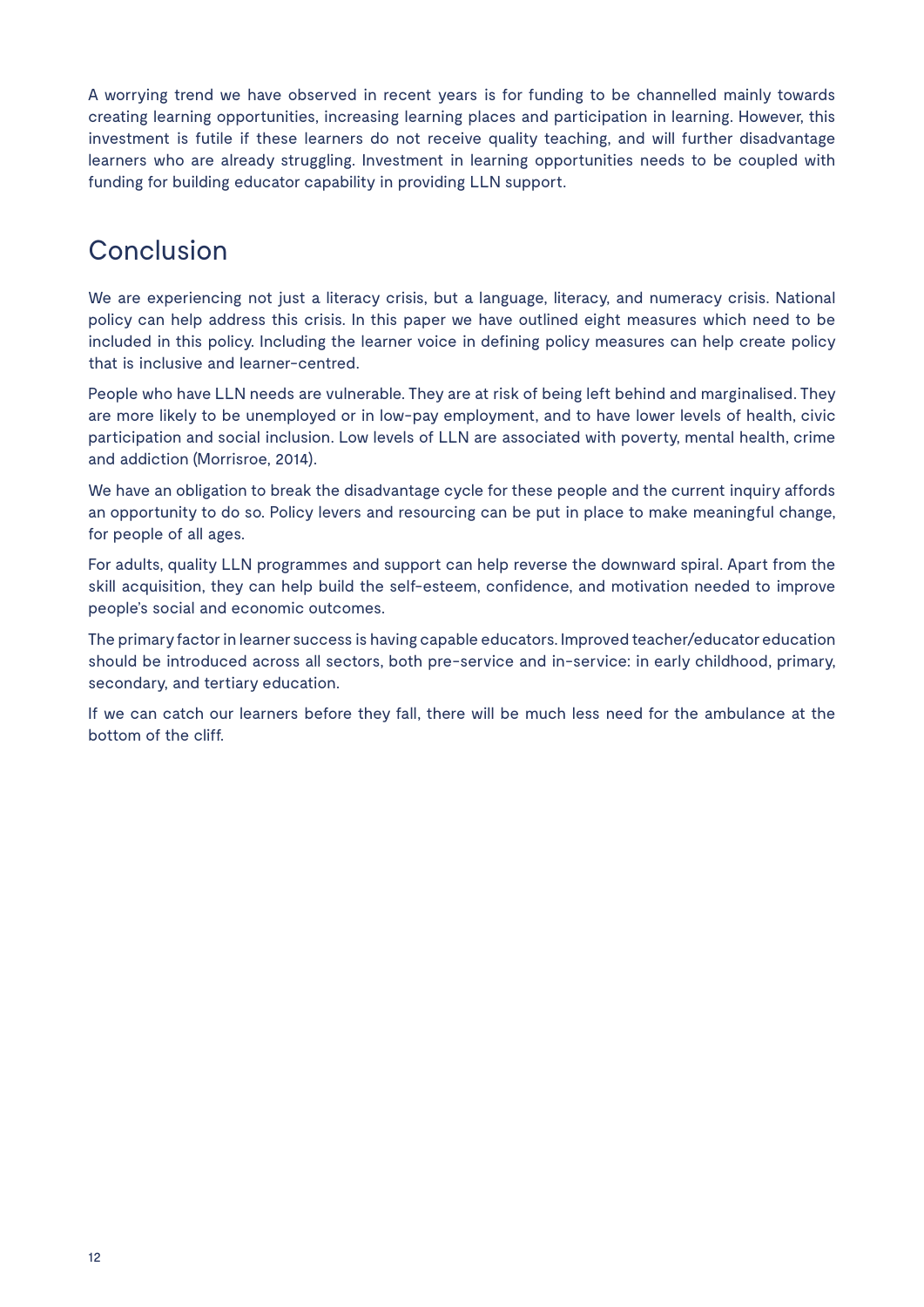A worrying trend we have observed in recent years is for funding to be channelled mainly towards creating learning opportunities, increasing learning places and participation in learning. However, this investment is futile if these learners do not receive quality teaching, and will further disadvantage learners who are already struggling. Investment in learning opportunities needs to be coupled with funding for building educator capability in providing LLN support.

## Conclusion

We are experiencing not just a literacy crisis, but a language, literacy, and numeracy crisis. National policy can help address this crisis. In this paper we have outlined eight measures which need to be included in this policy. Including the learner voice in defining policy measures can help create policy that is inclusive and learner-centred.

People who have LLN needs are vulnerable. They are at risk of being left behind and marginalised. They are more likely to be unemployed or in low-pay employment, and to have lower levels of health, civic participation and social inclusion. Low levels of LLN are associated with poverty, mental health, crime and addiction (Morrisroe, 2014).

We have an obligation to break the disadvantage cycle for these people and the current inquiry affords an opportunity to do so. Policy levers and resourcing can be put in place to make meaningful change, for people of all ages.

For adults, quality LLN programmes and support can help reverse the downward spiral. Apart from the skill acquisition, they can help build the self-esteem, confidence, and motivation needed to improve people's social and economic outcomes.

The primary factor in learner success is having capable educators. Improved teacher/educator education should be introduced across all sectors, both pre-service and in-service: in early childhood, primary, secondary, and tertiary education.

If we can catch our learners before they fall, there will be much less need for the ambulance at the bottom of the cliff.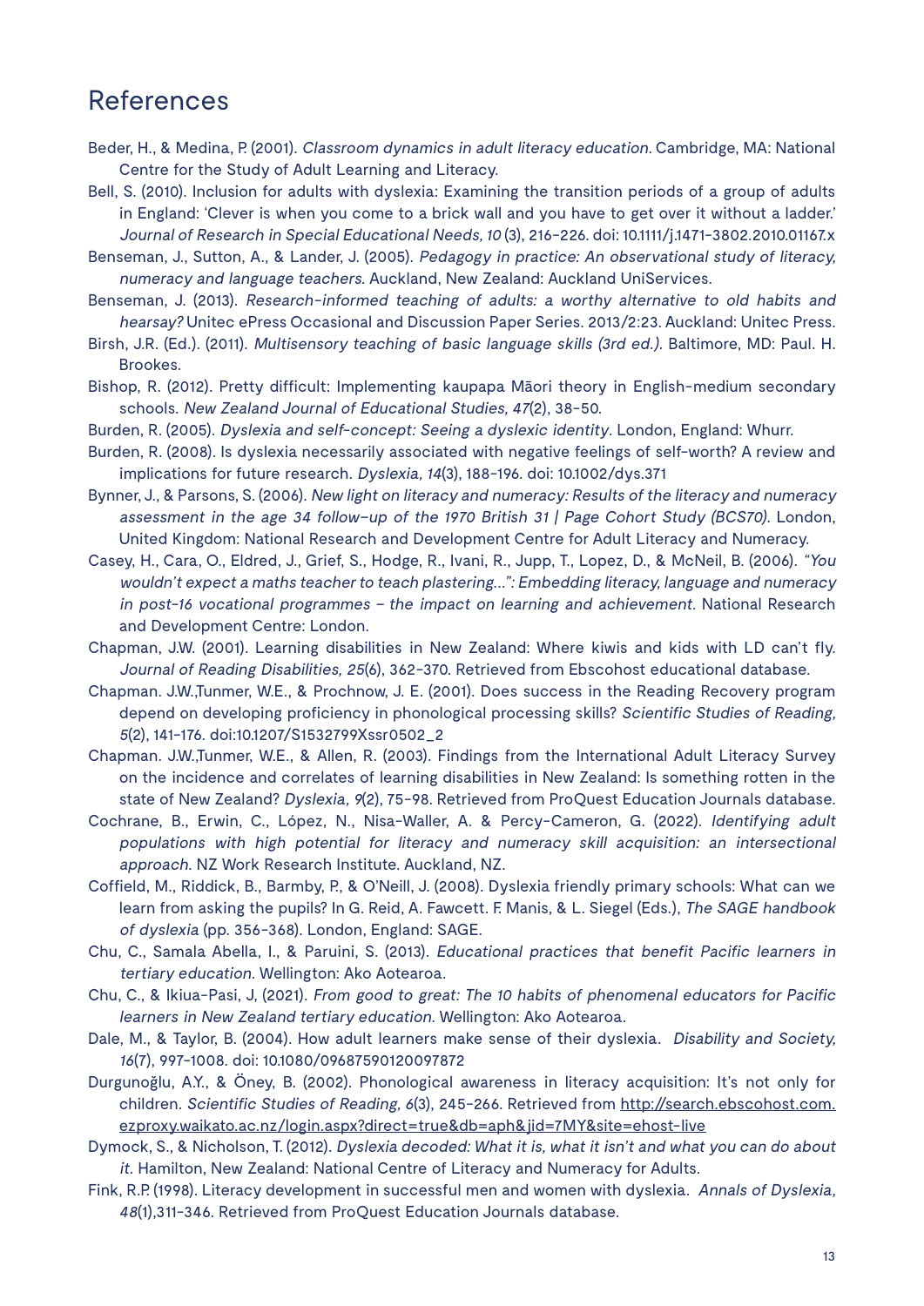# References

Beder, H., & Medina, P. (2001). *Classroom dynamics in adult literacy education.* Cambridge, MA: National Centre for the Study of Adult Learning and Literacy.

Bell, S. (2010). Inclusion for adults with dyslexia: Examining the transition periods of a group of adults in England: 'Clever is when you come to a brick wall and you have to get over it without a ladder.' *Journal of Research in Special Educational Needs, 10* (3), 216-226. doi: 10.1111/j.1471-3802.2010.01167.x

Benseman, J., Sutton, A., & Lander, J. (2005). *Pedagogy in practice: An observational study of literacy, numeracy and language teachers.* Auckland, New Zealand: Auckland UniServices.

Benseman, J. (2013). *Research-informed teaching of adults: a worthy alternative to old habits and hearsay?* Unitec ePress Occasional and Discussion Paper Series. 2013/2:23. Auckland: Unitec Press.

Birsh, J.R. (Ed.). (2011). *Multisensory teaching of basic language skills (3rd ed.).* Baltimore, MD: Paul. H. Brookes.

Bishop, R. (2012). Pretty difficult: Implementing kaupapa Māori theory in English-medium secondary schools. *New Zealand Journal of Educational Studies, 47*(2), 38-50.

Burden, R. (2005). *Dyslexia and self-concept: Seeing a dyslexic identity*. London, England: Whurr.

Burden, R. (2008). Is dyslexia necessarily associated with negative feelings of self-worth? A review and implications for future research. *Dyslexia, 14*(3), 188-196. doi: 10.1002/dys.371

Bynner, J., & Parsons, S. (2006). *New light on literacy and numeracy: Results of the literacy and numeracy assessment in the age 34 follow-up of the 1970 British 31 | Page Cohort Study (BCS70).* London, United Kingdom: National Research and Development Centre for Adult Literacy and Numeracy.

Casey, H., Cara, O., Eldred, J., Grief, S., Hodge, R., Ivani, R., Jupp, T., Lopez, D., & McNeil, B. (2006). *"You wouldn't expect a maths teacher to teach plastering…": Embedding literacy, language and numeracy in post-16 vocational programmes – the impact on learning and achievement.* National Research and Development Centre: London.

Chapman, J.W. (2001). Learning disabilities in New Zealand: Where kiwis and kids with LD can't fly. *Journal of Reading Disabilities, 25*(6), 362-370. Retrieved from Ebscohost educational database.

Chapman. J.W.,Tunmer, W.E., & Prochnow, J. E. (2001). Does success in the Reading Recovery program depend on developing proficiency in phonological processing skills? *Scientific Studies of Reading, 5*(2), 141-176. doi:10.1207/S1532799Xssr0502_2

Chapman. J.W.,Tunmer, W.E., & Allen, R. (2003). Findings from the International Adult Literacy Survey on the incidence and correlates of learning disabilities in New Zealand: Is something rotten in the state of New Zealand? *Dyslexia, 9*(2), 75-98. Retrieved from ProQuest Education Journals database.

Cochrane, B., Erwin, C., López, N., Nisa-Waller, A. & Percy-Cameron, G. (2022). *Identifying adult populations with high potential for literacy and numeracy skill acquisition: an intersectional approach.* NZ Work Research Institute. Auckland, NZ.

Coffield, M., Riddick, B., Barmby, P., & O'Neill, J. (2008). Dyslexia friendly primary schools: What can we learn from asking the pupils? In G. Reid, A. Fawcett. F. Manis, & L. Siegel (Eds.), *The SAGE handbook of dyslexia* (pp. 356-368). London, England: SAGE.

Chu, C., Samala Abella, I., & Paruini, S. (2013). *Educational practices that benefit Pacific learners in tertiary education.* Wellington: Ako Aotearoa.

Chu, C., & Ikiua-Pasi, J, (2021). *From good to great: The 10 habits of phenomenal educators for Pacific learners in New Zealand tertiary education.* Wellington: Ako Aotearoa.

Dale, M., & Taylor, B. (2004). How adult learners make sense of their dyslexia. *Disability and Society, 16*(7), 997-1008. doi: 10.1080/09687590120097872

Durgunoğlu, A.Y., & Öney, B. (2002). Phonological awareness in literacy acquisition: It's not only for children. *Scientific Studies of Reading, 6*(3), 245-266. Retrieved from http://search.ebscohost.com.ezproxy.waikato.ac.nz/login.aspx?direct=true&db=aph&jid=7MY&site=ehost-live

Dymock, S., & Nicholson, T. (2012). *Dyslexia decoded: What it is, what it isn't and what you can do about it.* Hamilton, New Zealand: National Centre of Literacy and Numeracy for Adults.

Fink, R.P. (1998). Literacy development in successful men and women with dyslexia. *Annals of Dyslexia, 48*(1),311-346. Retrieved from ProQuest Education Journals database.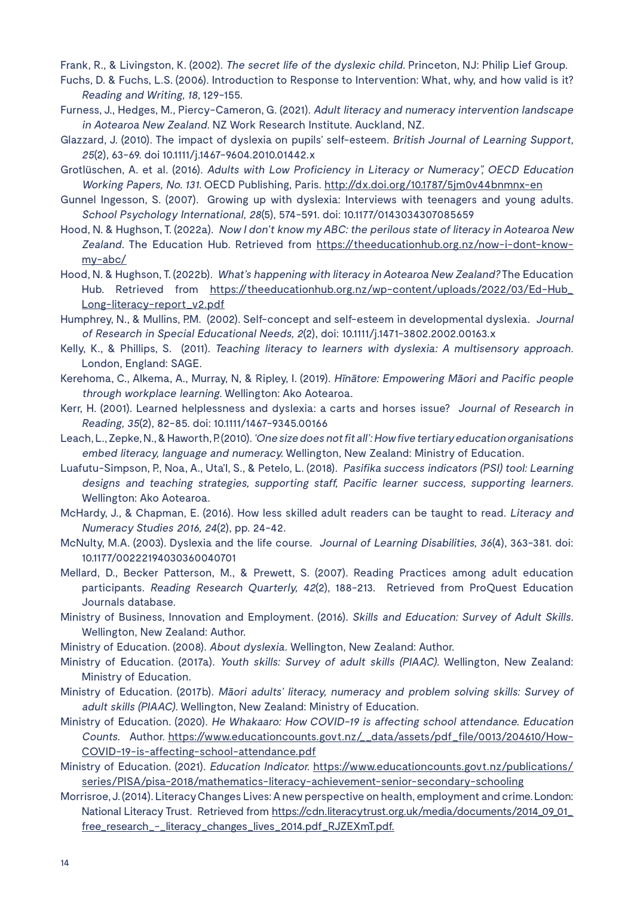Frank, R., & Livingston, K. (2002). *The secret life of the dyslexic child.* Princeton, NJ: Philip Lief Group.

Fuchs, D. & Fuchs, L.S. (2006). Introduction to Response to Intervention: What, why, and how valid is it? *Reading and Writing, 18*, 129-155.

Furness, J., Hedges, M., Piercy-Cameron, G. (2021). *Adult literacy and numeracy intervention landscape in Aotearoa New Zealand.* NZ Work Research Institute. Auckland, NZ.

Glazzard, J. (2010). The impact of dyslexia on pupils' self-esteem. *British Journal of Learning Support, 25*(2), 63-69. doi 10.1111/j.1467-9604.2010.01442.x

Grotlüschen, A. et al. (2016). *Adults with Low Proficiency in Literacy or Numeracy", OECD Education Working Papers, No. 131.* OECD Publishing, Paris. http://dx.doi.org/10.1787/5jm0v44bnmnx-en

Gunnel Ingesson, S. (2007). Growing up with dyslexia: Interviews with teenagers and young adults. *School Psychology International, 28*(5), 574-591. doi: 10.1177/0143034307085659

Hood, N. & Hughson, T. (2022a). *Now I don't know my ABC: the perilous state of literacy in Aotearoa New Zealand.* The Education Hub. Retrieved from https://theeducationhub.org.nz/now-i-dont-know-my-abc/

Hood, N. & Hughson, T. (2022b). *What's happening with literacy in Aotearoa New Zealand?* The Education Hub. Retrieved from https://theeducationhub.org.nz/wp-content/uploads/2022/03/Ed-Hub_Long-literacy-report_v2.pdf

Humphrey, N., & Mullins, P.M. (2002). Self-concept and self-esteem in developmental dyslexia. *Journal of Research in Special Educational Needs, 2*(2), doi: 10.1111/j.1471-3802.2002.00163.x

Kelly, K., & Phillips, S. (2011). *Teaching literacy to learners with dyslexia: A multisensory approach.* London, England: SAGE.

Kerehoma, C., Alkema, A., Murray, N, & Ripley, I. (2019). *Hīnātore: Empowering Māori and Pacific people through workplace learning.* Wellington: Ako Aotearoa.

Kerr, H. (2001). Learned helplessness and dyslexia: a carts and horses issue? *Journal of Research in Reading, 35*(2), 82-85. doi: 10.1111/1467-9345.00166

Leach, L., Zepke, N., & Haworth, P. (2010). *'One size does not fit all': How five tertiary education organisations embed literacy, language and numeracy.* Wellington, New Zealand: Ministry of Education.

Luafutu-Simpson, P., Noa, A., Uta'I, S., & Petelo, L. (2018). *Pasifika success indicators (PSI) tool: Learning designs and teaching strategies, supporting staff, Pacific learner success, supporting learners.* Wellington: Ako Aotearoa.

McHardy, J., & Chapman, E. (2016). How less skilled adult readers can be taught to read. *Literacy and Numeracy Studies 2016, 24*(2), pp. 24-42.

McNulty, M.A. (2003). Dyslexia and the life course. *Journal of Learning Disabilities, 36*(4), 363-381. doi: 10.1177/00222194030360040701

Mellard, D., Becker Patterson, M., & Prewett, S. (2007). Reading Practices among adult education participants. *Reading Research Quarterly, 42*(2), 188-213. Retrieved from ProQuest Education Journals database.

Ministry of Business, Innovation and Employment. (2016). *Skills and Education: Survey of Adult Skills.* Wellington, New Zealand: Author.

Ministry of Education. (2008). *About dyslexia.* Wellington, New Zealand: Author.

Ministry of Education. (2017a). *Youth skills: Survey of adult skills (PIAAC).* Wellington, New Zealand: Ministry of Education.

Ministry of Education. (2017b). *Māori adults' literacy, numeracy and problem solving skills: Survey of adult skills (PIAAC).* Wellington, New Zealand: Ministry of Education.

Ministry of Education. (2020). *He Whakaaro: How COVID-19 is affecting school attendance. Education Counts.* Author. https://www.educationcounts.govt.nz/__data/assets/pdf_file/0013/204610/How-COVID-19-is-affecting-school-attendance.pdf

Ministry of Education. (2021). *Education Indicator.* https://www.educationcounts.govt.nz/publications/series/PISA/pisa-2018/mathematics-literacy-achievement-senior-secondary-schooling

Morrisroe, J. (2014). Literacy Changes Lives: A new perspective on health, employment and crime. London: National Literacy Trust. Retrieved from https://cdn.literacytrust.org.uk/media/documents/2014_09_01_free_research_-_literacy_changes_lives_2014.pdf_RJZEXmT.pdf.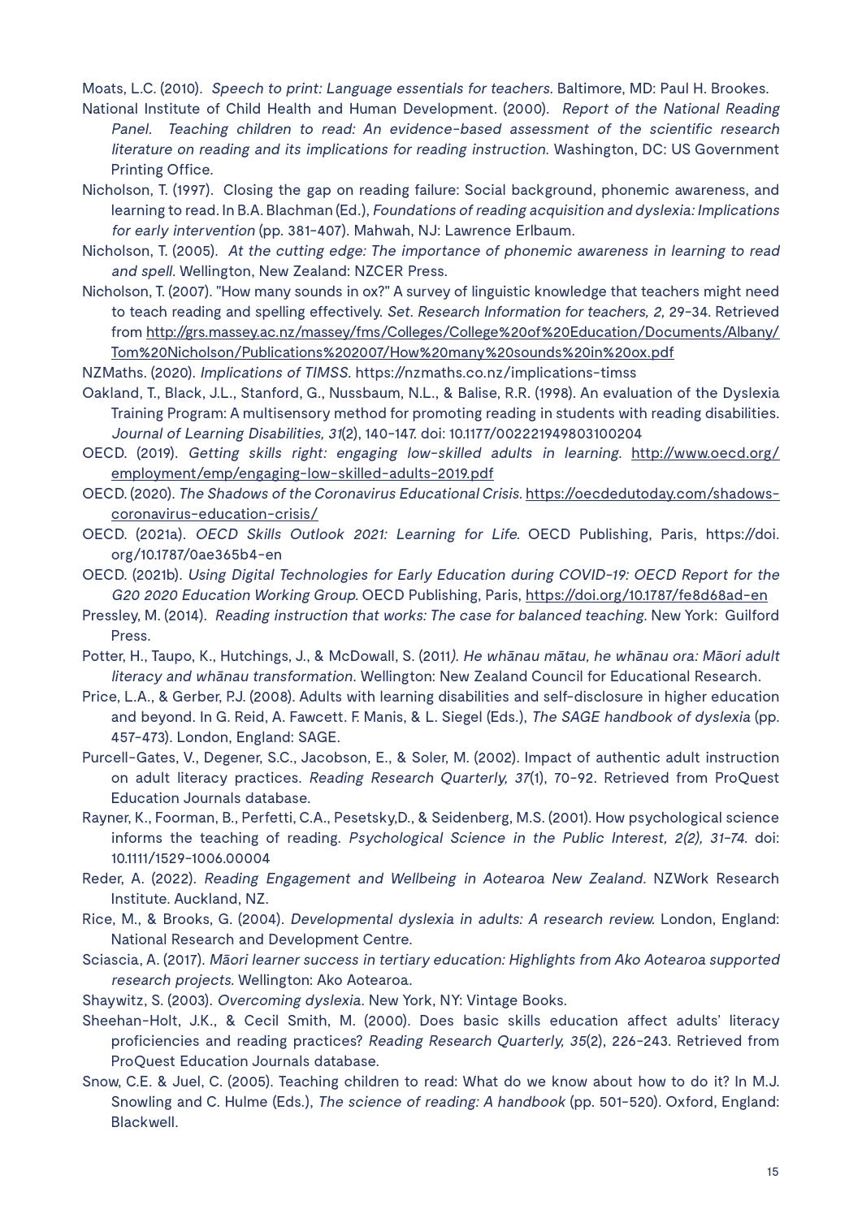Moats, L.C. (2010). *Speech to print: Language essentials for teachers.* Baltimore, MD: Paul H. Brookes.

National Institute of Child Health and Human Development. (2000). *Report of the National Reading Panel. Teaching children to read: An evidence-based assessment of the scientific research literature on reading and its implications for reading instruction.* Washington, DC: US Government Printing Office.

Nicholson, T. (1997). Closing the gap on reading failure: Social background, phonemic awareness, and learning to read. In B.A. Blachman (Ed.), *Foundations of reading acquisition and dyslexia: Implications for early intervention* (pp. 381-407). Mahwah, NJ: Lawrence Erlbaum.

Nicholson, T. (2005). *At the cutting edge: The importance of phonemic awareness in learning to read and spell.* Wellington, New Zealand: NZCER Press.

Nicholson, T. (2007). "How many sounds in ox?" A survey of linguistic knowledge that teachers might need to teach reading and spelling effectively. *Set. Research Information for teachers, 2,* 29-34. Retrieved from http://grs.massey.ac.nz/massey/fms/Colleges/College%20of%20Education/Documents/Albany/Tom%20Nicholson/Publications%202007/How%20many%20sounds%20in%20ox.pdf

NZMaths. (2020). *Implications of TIMSS*. https://nzmaths.co.nz/implications-timss

Oakland, T., Black, J.L., Stanford, G., Nussbaum, N.L., & Balise, R.R. (1998). An evaluation of the Dyslexia Training Program: A multisensory method for promoting reading in students with reading disabilities. *Journal of Learning Disabilities, 31*(2), 140-147. doi: 10.1177/002221949803100204

OECD. (2019). *Getting skills right: engaging low-skilled adults in learning.* http://www.oecd.org/employment/emp/engaging-low-skilled-adults-2019.pdf

OECD. (2020). *The Shadows of the Coronavirus Educational Crisis.* https://oecdedutoday.com/shadows-coronavirus-education-crisis/

OECD. (2021a). *OECD Skills Outlook 2021: Learning for Life.* OECD Publishing, Paris, https://doi.org/10.1787/0ae365b4-en

OECD. (2021b). *Using Digital Technologies for Early Education during COVID-19: OECD Report for the G20 2020 Education Working Group.* OECD Publishing, Paris, https://doi.org/10.1787/fe8d68ad-en

Pressley, M. (2014). *Reading instruction that works: The case for balanced teaching.* New York: Guilford Press.

Potter, H., Taupo, K., Hutchings, J., & McDowall, S. (2011*). He whānau mātau, he whānau ora: Māori adult literacy and whānau transformation.* Wellington: New Zealand Council for Educational Research.

Price, L.A., & Gerber, P.J. (2008). Adults with learning disabilities and self-disclosure in higher education and beyond. In G. Reid, A. Fawcett. F. Manis, & L. Siegel (Eds.), *The SAGE handbook of dyslexia* (pp. 457-473). London, England: SAGE.

Purcell-Gates, V., Degener, S.C., Jacobson, E., & Soler, M. (2002). Impact of authentic adult instruction on adult literacy practices. *Reading Research Quarterly, 37*(1), 70-92. Retrieved from ProQuest Education Journals database.

Rayner, K., Foorman, B., Perfetti, C.A., Pesetsky,D., & Seidenberg, M.S. (2001). How psychological science informs the teaching of reading. *Psychological Science in the Public Interest, 2(2), 31-74.* doi: 10.1111/1529-1006.00004

Reder, A. (2022). *Reading Engagement and Wellbeing in Aotearoa New Zealand*. NZWork Research Institute. Auckland, NZ.

Rice, M., & Brooks, G. (2004). *Developmental dyslexia in adults: A research review.* London, England: National Research and Development Centre.

Sciascia, A. (2017). *Māori learner success in tertiary education: Highlights from Ako Aotearoa supported research projects.* Wellington: Ako Aotearoa.

Shaywitz, S. (2003). *Overcoming dyslexia*. New York, NY: Vintage Books.

Sheehan-Holt, J.K., & Cecil Smith, M. (2000). Does basic skills education affect adults' literacy proficiencies and reading practices? *Reading Research Quarterly, 35*(2), 226-243. Retrieved from ProQuest Education Journals database.

Snow, C.E. & Juel, C. (2005). Teaching children to read: What do we know about how to do it? In M.J. Snowling and C. Hulme (Eds.), *The science of reading: A handbook* (pp. 501-520). Oxford, England: Blackwell.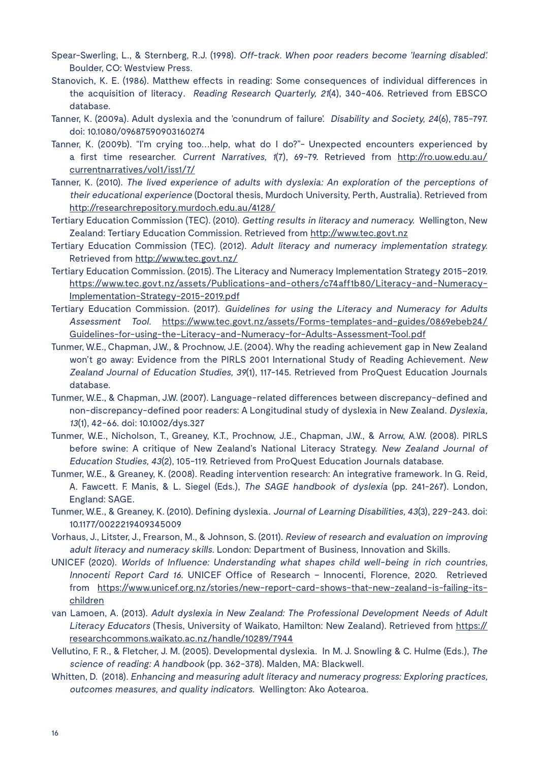Spear-Swerling, L., & Sternberg, R.J. (1998). *Off-track. When poor readers become 'learning disabled'.* Boulder, CO: Westview Press.

Stanovich, K. E. (1986). Matthew effects in reading: Some consequences of individual differences in the acquisition of literacy. *Reading Research Quarterly, 21*(4), 340-406. Retrieved from EBSCO database.

Tanner, K. (2009a). Adult dyslexia and the 'conundrum of failure'. *Disability and Society, 24*(6), 785-797. doi: 10.1080/09687590903160274

Tanner, K. (2009b). "I'm crying too…help, what do I do?"- Unexpected encounters experienced by a first time researcher. *Current Narratives, 1*(7), 69-79. Retrieved from http://ro.uow.edu.au/currentnarratives/vol1/iss1/7/

Tanner, K. (2010). *The lived experience of adults with dyslexia: An exploration of the perceptions of their educational experience* (Doctoral thesis, Murdoch University, Perth, Australia). Retrieved from http://researchrepository.murdoch.edu.au/4128/

Tertiary Education Commission (TEC). (2010). *Getting results in literacy and numeracy.* Wellington, New Zealand: Tertiary Education Commission. Retrieved from http://www.tec.govt.nz

Tertiary Education Commission (TEC). (2012). *Adult literacy and numeracy implementation strategy.* Retrieved from http://www.tec.govt.nz/

Tertiary Education Commission. (2015). The Literacy and Numeracy Implementation Strategy 2015–2019. https://www.tec.govt.nz/assets/Publications-and-others/c74aff1b80/Literacy-and-Numeracy-Implementation-Strategy-2015-2019.pdf

Tertiary Education Commission. (2017). *Guidelines for using the Literacy and Numeracy for Adults Assessment Tool.* https://www.tec.govt.nz/assets/Forms-templates-and-guides/0869ebeb24/Guidelines-for-using-the-Literacy-and-Numeracy-for-Adults-Assessment-Tool.pdf

Tunmer, W.E., Chapman, J.W., & Prochnow, J.E. (2004). Why the reading achievement gap in New Zealand won't go away: Evidence from the PIRLS 2001 International Study of Reading Achievement. *New Zealand Journal of Education Studies, 39*(1), 117-145. Retrieved from ProQuest Education Journals database.

Tunmer, W.E., & Chapman, J.W. (2007). Language-related differences between discrepancy-defined and non-discrepancy-defined poor readers: A Longitudinal study of dyslexia in New Zealand. *Dyslexia, 13*(1), 42-66. doi: 10.1002/dys.327

Tunmer, W.E., Nicholson, T., Greaney, K.T., Prochnow, J.E., Chapman, J.W., & Arrow, A.W. (2008). PIRLS before swine: A critique of New Zealand's National Literacy Strategy. *New Zealand Journal of Education Studies, 43*(2), 105-119. Retrieved from ProQuest Education Journals database.

Tunmer, W.E., & Greaney, K. (2008). Reading intervention research: An integrative framework. In G. Reid, A. Fawcett. F. Manis, & L. Siegel (Eds.), *The SAGE handbook of dyslexia* (pp. 241-267). London, England: SAGE.

Tunmer, W.E., & Greaney, K. (2010). Defining dyslexia. *Journal of Learning Disabilities, 43*(3), 229-243. doi: 10.1177/0022219409345009

Vorhaus, J., Litster, J., Frearson, M., & Johnson, S. (2011). *Review of research and evaluation on improving adult literacy and numeracy skills.* London: Department of Business, Innovation and Skills.

UNICEF (2020). *Worlds of Influence: Understanding what shapes child well-being in rich countries, Innocenti Report Card 16.* UNICEF Office of Research – Innocenti, Florence, 2020. Retrieved from https://www.unicef.org.nz/stories/new-report-card-shows-that-new-zealand-is-failing-its-children

van Lamoen, A. (2013). *Adult dyslexia in New Zealand: The Professional Development Needs of Adult Literacy Educators* (Thesis, University of Waikato, Hamilton: New Zealand). Retrieved from https://researchcommons.waikato.ac.nz/handle/10289/7944

Vellutino, F. R., & Fletcher, J. M. (2005). Developmental dyslexia. In M. J. Snowling & C. Hulme (Eds.), *The science of reading: A handbook* (pp. 362-378). Malden, MA: Blackwell.

Whitten, D. (2018). *Enhancing and measuring adult literacy and numeracy progress: Exploring practices, outcomes measures, and quality indicators.* Wellington: Ako Aotearoa.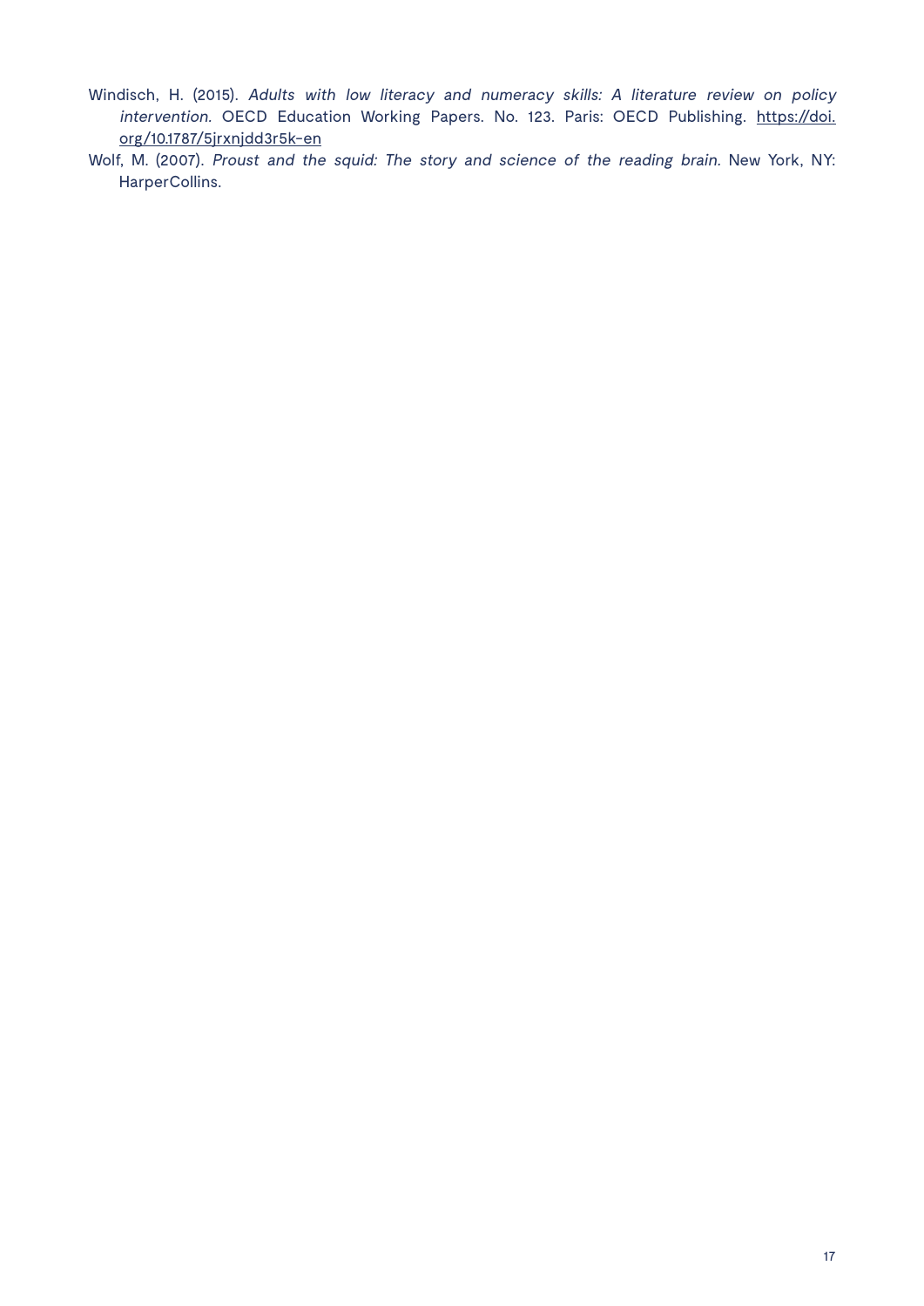Windisch, H. (2015). *Adults with low literacy and numeracy skills: A literature review on policy intervention*. OECD Education Working Papers. No. 123. Paris: OECD Publishing. https://doi.org/10.1787/5jrxnjdd3r5k-en

Wolf, M. (2007). *Proust and the squid: The story and science of the reading brain*. New York, NY: HarperCollins.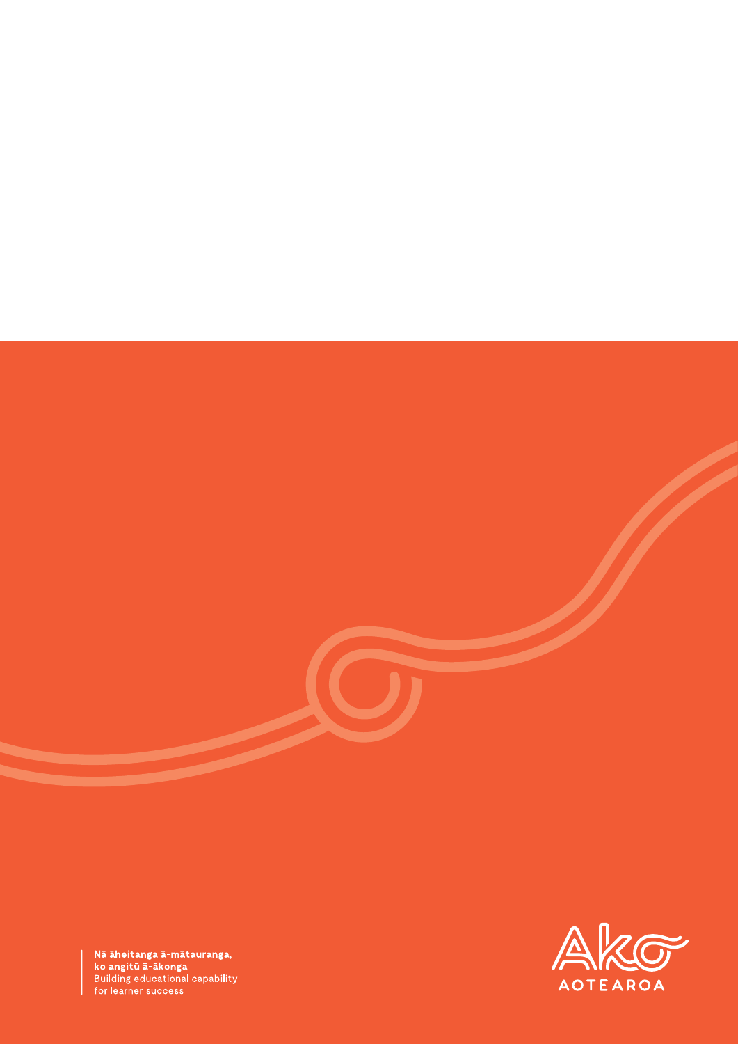**Nā āheitanga ā-mātauranga, ko angitū ā-ākonga**
Building educational capability for learner success

Ako
AOTEAROA